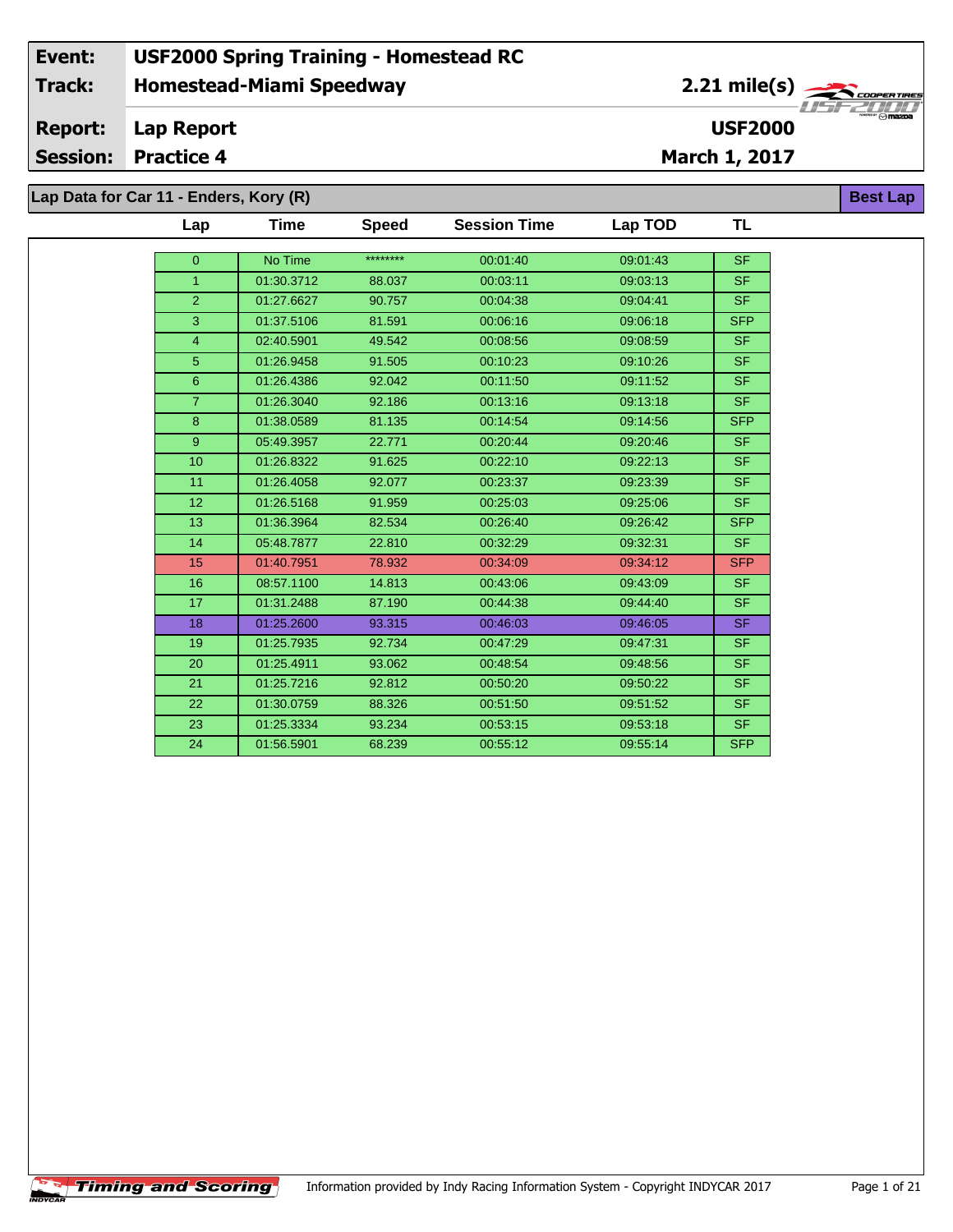| Event: | USF2000 Spring Training - Homestead RC | |
|---|---|---|
| Track: | Homestead-Miami Speedway | 2.21 mile(s) |
| Report: | Lap Report | USF2000 |
| Session: | Practice 4 | March 1, 2017 |

## Lap Data for Car 11 - Enders, Kory (R)

**Best Lap**

| Lap | Time | Speed | Session Time | Lap TOD | TL |
|---|---|---|---|---|---|
| 0 | No Time | ******** | 00:01:40 | 09:01:43 | SF |
| 1 | 01:30.3712 | 88.037 | 00:03:11 | 09:03:13 | SF |
| 2 | 01:27.6627 | 90.757 | 00:04:38 | 09:04:41 | SF |
| 3 | 01:37.5106 | 81.591 | 00:06:16 | 09:06:18 | SFP |
| 4 | 02:40.5901 | 49.542 | 00:08:56 | 09:08:59 | SF |
| 5 | 01:26.9458 | 91.505 | 00:10:23 | 09:10:26 | SF |
| 6 | 01:26.4386 | 92.042 | 00:11:50 | 09:11:52 | SF |
| 7 | 01:26.3040 | 92.186 | 00:13:16 | 09:13:18 | SF |
| 8 | 01:38.0589 | 81.135 | 00:14:54 | 09:14:56 | SFP |
| 9 | 05:49.3957 | 22.771 | 00:20:44 | 09:20:46 | SF |
| 10 | 01:26.8322 | 91.625 | 00:22:10 | 09:22:13 | SF |
| 11 | 01:26.4058 | 92.077 | 00:23:37 | 09:23:39 | SF |
| 12 | 01:26.5168 | 91.959 | 00:25:03 | 09:25:06 | SF |
| 13 | 01:36.3964 | 82.534 | 00:26:40 | 09:26:42 | SFP |
| 14 | 05:48.7877 | 22.810 | 00:32:29 | 09:32:31 | SF |
| 15 | 01:40.7951 | 78.932 | 00:34:09 | 09:34:12 | SFP |
| 16 | 08:57.1100 | 14.813 | 00:43:06 | 09:43:09 | SF |
| 17 | 01:31.2488 | 87.190 | 00:44:38 | 09:44:40 | SF |
| 18 | 01:25.2600 | 93.315 | 00:46:03 | 09:46:05 | SF |
| 19 | 01:25.7935 | 92.734 | 00:47:29 | 09:47:31 | SF |
| 20 | 01:25.4911 | 93.062 | 00:48:54 | 09:48:56 | SF |
| 21 | 01:25.7216 | 92.812 | 00:50:20 | 09:50:22 | SF |
| 22 | 01:30.0759 | 88.326 | 00:51:50 | 09:51:52 | SF |
| 23 | 01:25.3334 | 93.234 | 00:53:15 | 09:53:18 | SF |
| 24 | 01:56.5901 | 68.239 | 00:55:12 | 09:55:14 | SFP |

Timing and Scoring

Information provided by Indy Racing Information System - Copyright INDYCAR 2017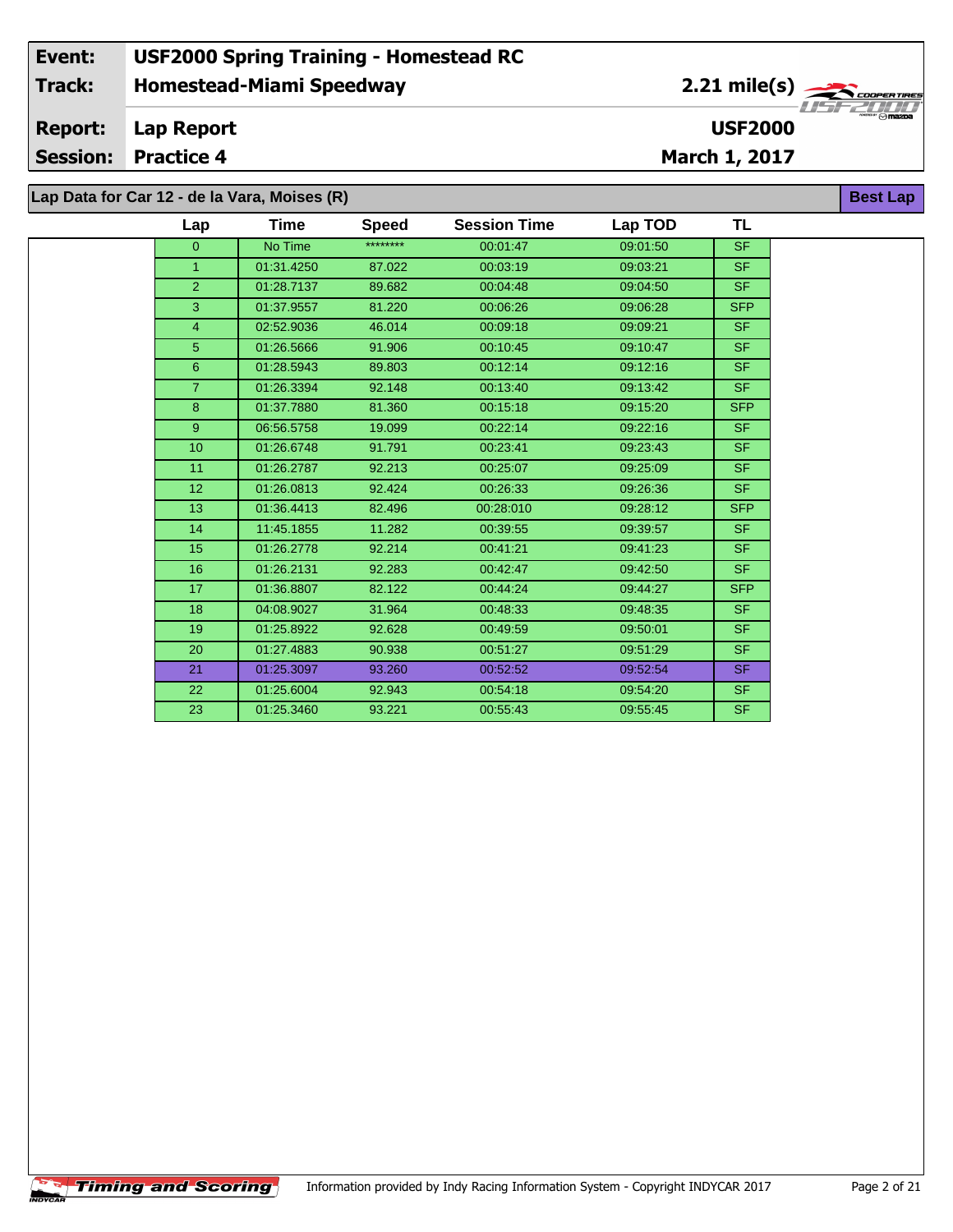| Event: | USF2000 Spring Training - Homestead RC | |
|---|---|---|
| Track: | Homestead-Miami Speedway | 2.21 mile(s) |
| Report: | Lap Report | USF2000 |
| Session: | Practice 4 | March 1, 2017 |

## Lap Data for Car 12 - de la Vara, Moises (R)

Best Lap

| Lap | Time | Speed | Session Time | Lap TOD | TL |
|---|---|---|---|---|---|
| 0 | No Time | ******** | 00:01:47 | 09:01:50 | SF |
| 1 | 01:31.4250 | 87.022 | 00:03:19 | 09:03:21 | SF |
| 2 | 01:28.7137 | 89.682 | 00:04:48 | 09:04:50 | SF |
| 3 | 01:37.9557 | 81.220 | 00:06:26 | 09:06:28 | SFP |
| 4 | 02:52.9036 | 46.014 | 00:09:18 | 09:09:21 | SF |
| 5 | 01:26.5666 | 91.906 | 00:10:45 | 09:10:47 | SF |
| 6 | 01:28.5943 | 89.803 | 00:12:14 | 09:12:16 | SF |
| 7 | 01:26.3394 | 92.148 | 00:13:40 | 09:13:42 | SF |
| 8 | 01:37.7880 | 81.360 | 00:15:18 | 09:15:20 | SFP |
| 9 | 06:56.5758 | 19.099 | 00:22:14 | 09:22:16 | SF |
| 10 | 01:26.6748 | 91.791 | 00:23:41 | 09:23:43 | SF |
| 11 | 01:26.2787 | 92.213 | 00:25:07 | 09:25:09 | SF |
| 12 | 01:26.0813 | 92.424 | 00:26:33 | 09:26:36 | SF |
| 13 | 01:36.4413 | 82.496 | 00:28:010 | 09:28:12 | SFP |
| 14 | 11:45.1855 | 11.282 | 00:39:55 | 09:39:57 | SF |
| 15 | 01:26.2778 | 92.214 | 00:41:21 | 09:41:23 | SF |
| 16 | 01:26.2131 | 92.283 | 00:42:47 | 09:42:50 | SF |
| 17 | 01:36.8807 | 82.122 | 00:44:24 | 09:44:27 | SFP |
| 18 | 04:08.9027 | 31.964 | 00:48:33 | 09:48:35 | SF |
| 19 | 01:25.8922 | 92.628 | 00:49:59 | 09:50:01 | SF |
| 20 | 01:27.4883 | 90.938 | 00:51:27 | 09:51:29 | SF |
| 21 | 01:25.3097 | 93.260 | 00:52:52 | 09:52:54 | SF |
| 22 | 01:25.6004 | 92.943 | 00:54:18 | 09:54:20 | SF |
| 23 | 01:25.3460 | 93.221 | 00:55:43 | 09:55:45 | SF |

Information provided by Indy Racing Information System - Copyright INDYCAR 2017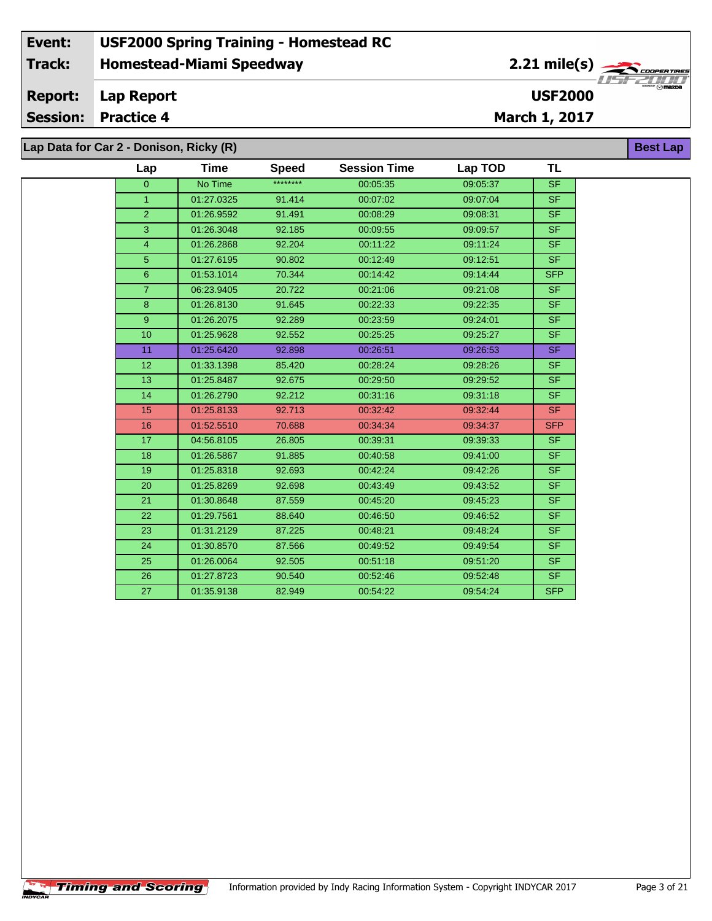| Event: | USF2000 Spring Training - Homestead RC | |
|---|---|---|
| Track: | Homestead-Miami Speedway | 2.21 mile(s) |
| Report: | Lap Report | USF2000 |
| Session: | Practice 4 | March 1, 2017 |

## Lap Data for Car 2 - Donison, Ricky (R)

**Best Lap**

| Lap | Time | Speed | Session Time | Lap TOD | TL |
|---|---|---|---|---|---|
| 0 | No Time | ******** | 00:05:35 | 09:05:37 | SF |
| 1 | 01:27.0325 | 91.414 | 00:07:02 | 09:07:04 | SF |
| 2 | 01:26.9592 | 91.491 | 00:08:29 | 09:08:31 | SF |
| 3 | 01:26.3048 | 92.185 | 00:09:55 | 09:09:57 | SF |
| 4 | 01:26.2868 | 92.204 | 00:11:22 | 09:11:24 | SF |
| 5 | 01:27.6195 | 90.802 | 00:12:49 | 09:12:51 | SF |
| 6 | 01:53.1014 | 70.344 | 00:14:42 | 09:14:44 | SFP |
| 7 | 06:23.9405 | 20.722 | 00:21:06 | 09:21:08 | SF |
| 8 | 01:26.8130 | 91.645 | 00:22:33 | 09:22:35 | SF |
| 9 | 01:26.2075 | 92.289 | 00:23:59 | 09:24:01 | SF |
| 10 | 01:25.9628 | 92.552 | 00:25:25 | 09:25:27 | SF |
| 11 | 01:25.6420 | 92.898 | 00:26:51 | 09:26:53 | SF |
| 12 | 01:33.1398 | 85.420 | 00:28:24 | 09:28:26 | SF |
| 13 | 01:25.8487 | 92.675 | 00:29:50 | 09:29:52 | SF |
| 14 | 01:26.2790 | 92.212 | 00:31:16 | 09:31:18 | SF |
| 15 | 01:25.8133 | 92.713 | 00:32:42 | 09:32:44 | SF |
| 16 | 01:52.5510 | 70.688 | 00:34:34 | 09:34:37 | SFP |
| 17 | 04:56.8105 | 26.805 | 00:39:31 | 09:39:33 | SF |
| 18 | 01:26.5867 | 91.885 | 00:40:58 | 09:41:00 | SF |
| 19 | 01:25.8318 | 92.693 | 00:42:24 | 09:42:26 | SF |
| 20 | 01:25.8269 | 92.698 | 00:43:49 | 09:43:52 | SF |
| 21 | 01:30.8648 | 87.559 | 00:45:20 | 09:45:23 | SF |
| 22 | 01:29.7561 | 88.640 | 00:46:50 | 09:46:52 | SF |
| 23 | 01:31.2129 | 87.225 | 00:48:21 | 09:48:24 | SF |
| 24 | 01:30.8570 | 87.566 | 00:49:52 | 09:49:54 | SF |
| 25 | 01:26.0064 | 92.505 | 00:51:18 | 09:51:20 | SF |
| 26 | 01:27.8723 | 90.540 | 00:52:46 | 09:52:48 | SF |
| 27 | 01:35.9138 | 82.949 | 00:54:22 | 09:54:24 | SFP |

Timing and Scoring — Information provided by Indy Racing Information System - Copyright INDYCAR 2017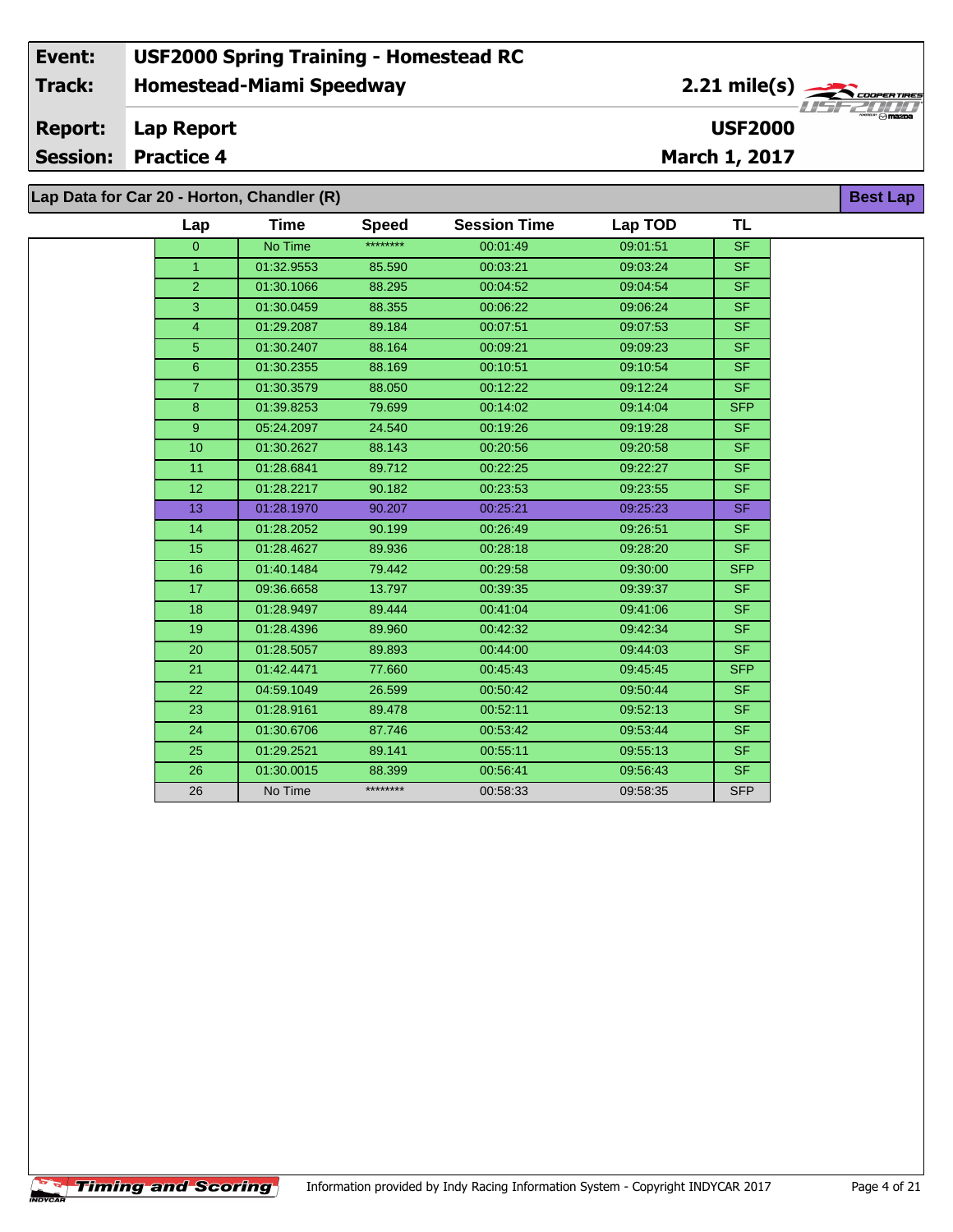| Event: | USF2000 Spring Training - Homestead RC | |
|---|---|---|
| Track: | Homestead-Miami Speedway | 2.21 mile(s) |
| Report: | Lap Report | USF2000 |
| Session: | Practice 4 | March 1, 2017 |

## Lap Data for Car 20 - Horton, Chandler (R)

**Best Lap**

| Lap | Time | Speed | Session Time | Lap TOD | TL |
|---|---|---|---|---|---|
| 0 | No Time | ******** | 00:01:49 | 09:01:51 | SF |
| 1 | 01:32.9553 | 85.590 | 00:03:21 | 09:03:24 | SF |
| 2 | 01:30.1066 | 88.295 | 00:04:52 | 09:04:54 | SF |
| 3 | 01:30.0459 | 88.355 | 00:06:22 | 09:06:24 | SF |
| 4 | 01:29.2087 | 89.184 | 00:07:51 | 09:07:53 | SF |
| 5 | 01:30.2407 | 88.164 | 00:09:21 | 09:09:23 | SF |
| 6 | 01:30.2355 | 88.169 | 00:10:51 | 09:10:54 | SF |
| 7 | 01:30.3579 | 88.050 | 00:12:22 | 09:12:24 | SF |
| 8 | 01:39.8253 | 79.699 | 00:14:02 | 09:14:04 | SFP |
| 9 | 05:24.2097 | 24.540 | 00:19:26 | 09:19:28 | SF |
| 10 | 01:30.2627 | 88.143 | 00:20:56 | 09:20:58 | SF |
| 11 | 01:28.6841 | 89.712 | 00:22:25 | 09:22:27 | SF |
| 12 | 01:28.2217 | 90.182 | 00:23:53 | 09:23:55 | SF |
| 13 | 01:28.1970 | 90.207 | 00:25:21 | 09:25:23 | SF |
| 14 | 01:28.2052 | 90.199 | 00:26:49 | 09:26:51 | SF |
| 15 | 01:28.4627 | 89.936 | 00:28:18 | 09:28:20 | SF |
| 16 | 01:40.1484 | 79.442 | 00:29:58 | 09:30:00 | SFP |
| 17 | 09:36.6658 | 13.797 | 00:39:35 | 09:39:37 | SF |
| 18 | 01:28.9497 | 89.444 | 00:41:04 | 09:41:06 | SF |
| 19 | 01:28.4396 | 89.960 | 00:42:32 | 09:42:34 | SF |
| 20 | 01:28.5057 | 89.893 | 00:44:00 | 09:44:03 | SF |
| 21 | 01:42.4471 | 77.660 | 00:45:43 | 09:45:45 | SFP |
| 22 | 04:59.1049 | 26.599 | 00:50:42 | 09:50:44 | SF |
| 23 | 01:28.9161 | 89.478 | 00:52:11 | 09:52:13 | SF |
| 24 | 01:30.6706 | 87.746 | 00:53:42 | 09:53:44 | SF |
| 25 | 01:29.2521 | 89.141 | 00:55:11 | 09:55:13 | SF |
| 26 | 01:30.0015 | 88.399 | 00:56:41 | 09:56:43 | SF |
| 26 | No Time | ******** | 00:58:33 | 09:58:35 | SFP |

Information provided by Indy Racing Information System - Copyright INDYCAR 2017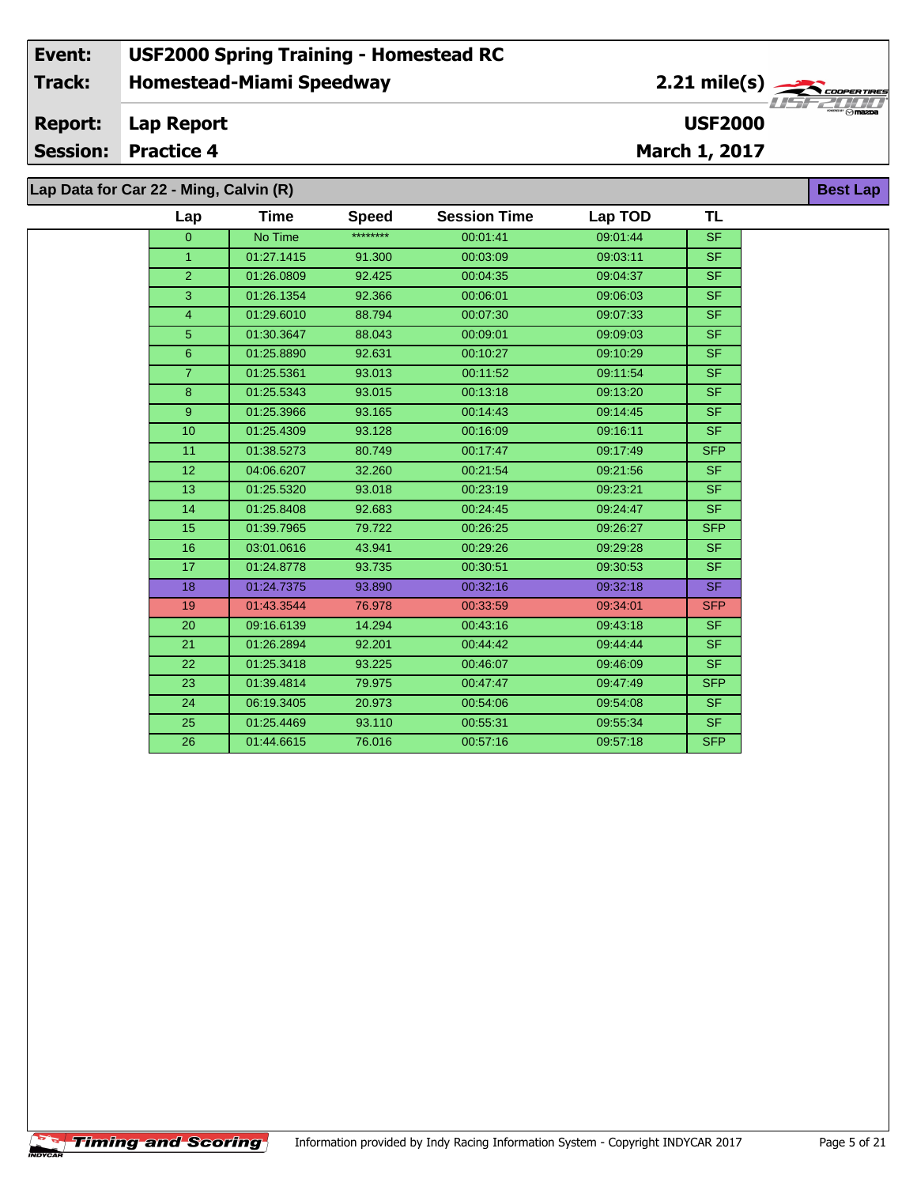| Event: | USF2000 Spring Training - Homestead RC | |
|---|---|---|
| Track: | Homestead-Miami Speedway | 2.21 mile(s) |
| Report: | Lap Report | USF2000 |
| Session: | Practice 4 | March 1, 2017 |

## Lap Data for Car 22 - Ming, Calvin (R)

**Best Lap**

| Lap | Time | Speed | Session Time | Lap TOD | TL |
|---|---|---|---|---|---|
| 0 | No Time | ******** | 00:01:41 | 09:01:44 | SF |
| 1 | 01:27.1415 | 91.300 | 00:03:09 | 09:03:11 | SF |
| 2 | 01:26.0809 | 92.425 | 00:04:35 | 09:04:37 | SF |
| 3 | 01:26.1354 | 92.366 | 00:06:01 | 09:06:03 | SF |
| 4 | 01:29.6010 | 88.794 | 00:07:30 | 09:07:33 | SF |
| 5 | 01:30.3647 | 88.043 | 00:09:01 | 09:09:03 | SF |
| 6 | 01:25.8890 | 92.631 | 00:10:27 | 09:10:29 | SF |
| 7 | 01:25.5361 | 93.013 | 00:11:52 | 09:11:54 | SF |
| 8 | 01:25.5343 | 93.015 | 00:13:18 | 09:13:20 | SF |
| 9 | 01:25.3966 | 93.165 | 00:14:43 | 09:14:45 | SF |
| 10 | 01:25.4309 | 93.128 | 00:16:09 | 09:16:11 | SF |
| 11 | 01:38.5273 | 80.749 | 00:17:47 | 09:17:49 | SFP |
| 12 | 04:06.6207 | 32.260 | 00:21:54 | 09:21:56 | SF |
| 13 | 01:25.5320 | 93.018 | 00:23:19 | 09:23:21 | SF |
| 14 | 01:25.8408 | 92.683 | 00:24:45 | 09:24:47 | SF |
| 15 | 01:39.7965 | 79.722 | 00:26:25 | 09:26:27 | SFP |
| 16 | 03:01.0616 | 43.941 | 00:29:26 | 09:29:28 | SF |
| 17 | 01:24.8778 | 93.735 | 00:30:51 | 09:30:53 | SF |
| 18 | 01:24.7375 | 93.890 | 00:32:16 | 09:32:18 | SF |
| 19 | 01:43.3544 | 76.978 | 00:33:59 | 09:34:01 | SFP |
| 20 | 09:16.6139 | 14.294 | 00:43:16 | 09:43:18 | SF |
| 21 | 01:26.2894 | 92.201 | 00:44:42 | 09:44:44 | SF |
| 22 | 01:25.3418 | 93.225 | 00:46:07 | 09:46:09 | SF |
| 23 | 01:39.4814 | 79.975 | 00:47:47 | 09:47:49 | SFP |
| 24 | 06:19.3405 | 20.973 | 00:54:06 | 09:54:08 | SF |
| 25 | 01:25.4469 | 93.110 | 00:55:31 | 09:55:34 | SF |
| 26 | 01:44.6615 | 76.016 | 00:57:16 | 09:57:18 | SFP |

Information provided by Indy Racing Information System - Copyright INDYCAR 2017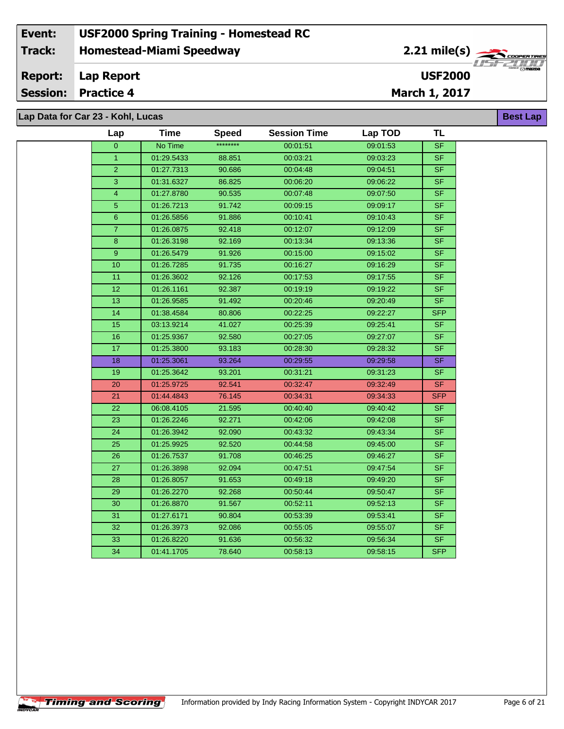| Event: | USF2000 Spring Training - Homestead RC | |
|---|---|---|
| Track: | Homestead-Miami Speedway | 2.21 mile(s) |
| Report: | Lap Report | USF2000 |
| Session: | Practice 4 | March 1, 2017 |

## Lap Data for Car 23 - Kohl, Lucas

Best Lap

| Lap | Time | Speed | Session Time | Lap TOD | TL |
|---|---|---|---|---|---|
| 0 | No Time | ******** | 00:01:51 | 09:01:53 | SF |
| 1 | 01:29.5433 | 88.851 | 00:03:21 | 09:03:23 | SF |
| 2 | 01:27.7313 | 90.686 | 00:04:48 | 09:04:51 | SF |
| 3 | 01:31.6327 | 86.825 | 00:06:20 | 09:06:22 | SF |
| 4 | 01:27.8780 | 90.535 | 00:07:48 | 09:07:50 | SF |
| 5 | 01:26.7213 | 91.742 | 00:09:15 | 09:09:17 | SF |
| 6 | 01:26.5856 | 91.886 | 00:10:41 | 09:10:43 | SF |
| 7 | 01:26.0875 | 92.418 | 00:12:07 | 09:12:09 | SF |
| 8 | 01:26.3198 | 92.169 | 00:13:34 | 09:13:36 | SF |
| 9 | 01:26.5479 | 91.926 | 00:15:00 | 09:15:02 | SF |
| 10 | 01:26.7285 | 91.735 | 00:16:27 | 09:16:29 | SF |
| 11 | 01:26.3602 | 92.126 | 00:17:53 | 09:17:55 | SF |
| 12 | 01:26.1161 | 92.387 | 00:19:19 | 09:19:22 | SF |
| 13 | 01:26.9585 | 91.492 | 00:20:46 | 09:20:49 | SF |
| 14 | 01:38.4584 | 80.806 | 00:22:25 | 09:22:27 | SFP |
| 15 | 03:13.9214 | 41.027 | 00:25:39 | 09:25:41 | SF |
| 16 | 01:25.9367 | 92.580 | 00:27:05 | 09:27:07 | SF |
| 17 | 01:25.3800 | 93.183 | 00:28:30 | 09:28:32 | SF |
| 18 | 01:25.3061 | 93.264 | 00:29:55 | 09:29:58 | SF |
| 19 | 01:25.3642 | 93.201 | 00:31:21 | 09:31:23 | SF |
| 20 | 01:25.9725 | 92.541 | 00:32:47 | 09:32:49 | SF |
| 21 | 01:44.4843 | 76.145 | 00:34:31 | 09:34:33 | SFP |
| 22 | 06:08.4105 | 21.595 | 00:40:40 | 09:40:42 | SF |
| 23 | 01:26.2246 | 92.271 | 00:42:06 | 09:42:08 | SF |
| 24 | 01:26.3942 | 92.090 | 00:43:32 | 09:43:34 | SF |
| 25 | 01:25.9925 | 92.520 | 00:44:58 | 09:45:00 | SF |
| 26 | 01:26.7537 | 91.708 | 00:46:25 | 09:46:27 | SF |
| 27 | 01:26.3898 | 92.094 | 00:47:51 | 09:47:54 | SF |
| 28 | 01:26.8057 | 91.653 | 00:49:18 | 09:49:20 | SF |
| 29 | 01:26.2270 | 92.268 | 00:50:44 | 09:50:47 | SF |
| 30 | 01:26.8870 | 91.567 | 00:52:11 | 09:52:13 | SF |
| 31 | 01:27.6171 | 90.804 | 00:53:39 | 09:53:41 | SF |
| 32 | 01:26.3973 | 92.086 | 00:55:05 | 09:55:07 | SF |
| 33 | 01:26.8220 | 91.636 | 00:56:32 | 09:56:34 | SF |
| 34 | 01:41.1705 | 78.640 | 00:58:13 | 09:58:15 | SFP |

Information provided by Indy Racing Information System - Copyright INDYCAR 2017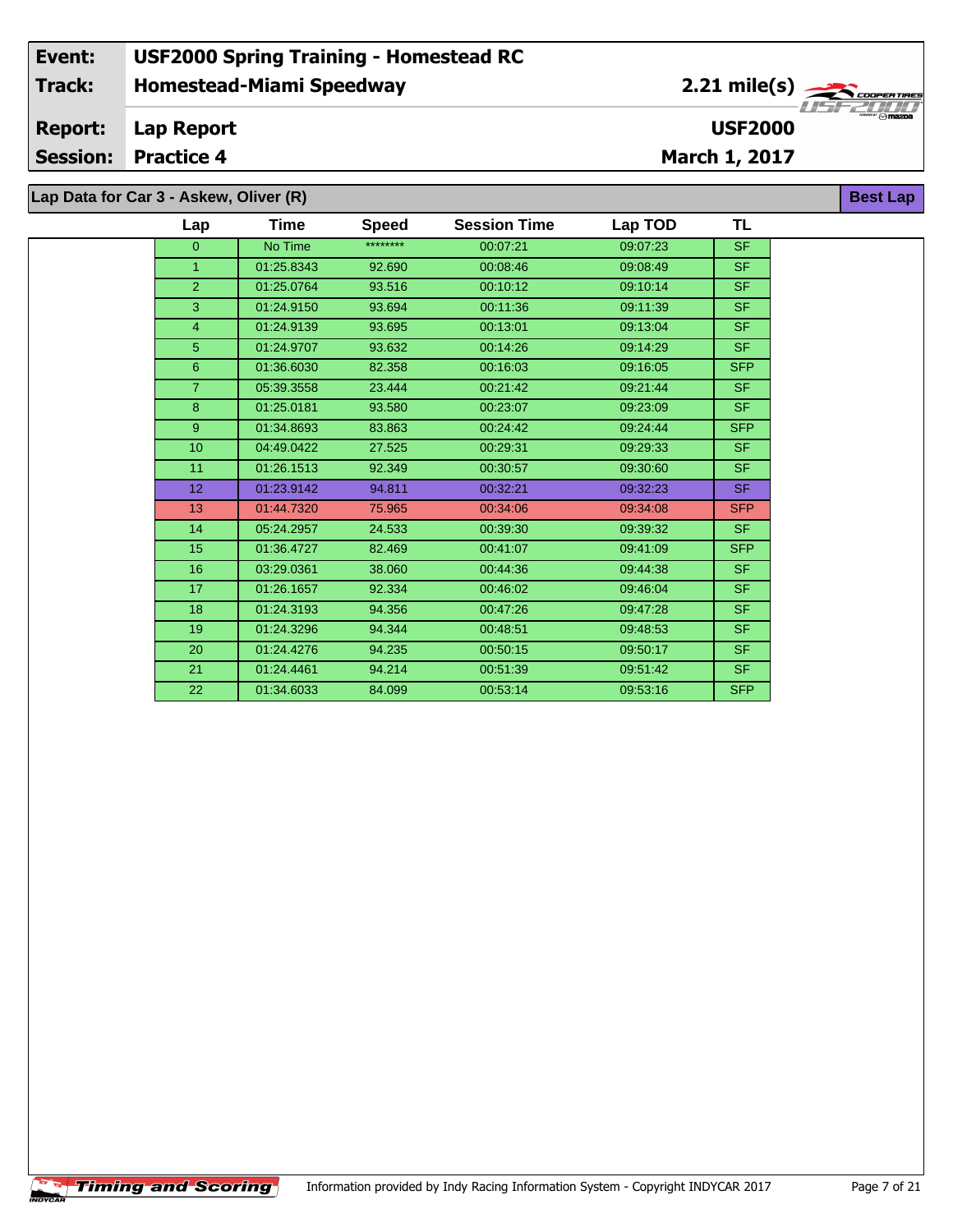| Event: | USF2000 Spring Training - Homestead RC | |
|---|---|---|
| Track: | Homestead-Miami Speedway | 2.21 mile(s) |
| Report: | Lap Report | USF2000 |
| Session: | Practice 4 | March 1, 2017 |

## Lap Data for Car 3 - Askew, Oliver (R)

**Best Lap**

| Lap | Time | Speed | Session Time | Lap TOD | TL |
|---|---|---|---|---|---|
| 0 | No Time | ******** | 00:07:21 | 09:07:23 | SF |
| 1 | 01:25.8343 | 92.690 | 00:08:46 | 09:08:49 | SF |
| 2 | 01:25.0764 | 93.516 | 00:10:12 | 09:10:14 | SF |
| 3 | 01:24.9150 | 93.694 | 00:11:36 | 09:11:39 | SF |
| 4 | 01:24.9139 | 93.695 | 00:13:01 | 09:13:04 | SF |
| 5 | 01:24.9707 | 93.632 | 00:14:26 | 09:14:29 | SF |
| 6 | 01:36.6030 | 82.358 | 00:16:03 | 09:16:05 | SFP |
| 7 | 05:39.3558 | 23.444 | 00:21:42 | 09:21:44 | SF |
| 8 | 01:25.0181 | 93.580 | 00:23:07 | 09:23:09 | SF |
| 9 | 01:34.8693 | 83.863 | 00:24:42 | 09:24:44 | SFP |
| 10 | 04:49.0422 | 27.525 | 00:29:31 | 09:29:33 | SF |
| 11 | 01:26.1513 | 92.349 | 00:30:57 | 09:30:60 | SF |
| 12 | 01:23.9142 | 94.811 | 00:32:21 | 09:32:23 | SF |
| 13 | 01:44.7320 | 75.965 | 00:34:06 | 09:34:08 | SFP |
| 14 | 05:24.2957 | 24.533 | 00:39:30 | 09:39:32 | SF |
| 15 | 01:36.4727 | 82.469 | 00:41:07 | 09:41:09 | SFP |
| 16 | 03:29.0361 | 38.060 | 00:44:36 | 09:44:38 | SF |
| 17 | 01:26.1657 | 92.334 | 00:46:02 | 09:46:04 | SF |
| 18 | 01:24.3193 | 94.356 | 00:47:26 | 09:47:28 | SF |
| 19 | 01:24.3296 | 94.344 | 00:48:51 | 09:48:53 | SF |
| 20 | 01:24.4276 | 94.235 | 00:50:15 | 09:50:17 | SF |
| 21 | 01:24.4461 | 94.214 | 00:51:39 | 09:51:42 | SF |
| 22 | 01:34.6033 | 84.099 | 00:53:14 | 09:53:16 | SFP |

Timing and Scoring — Information provided by Indy Racing Information System - Copyright INDYCAR 2017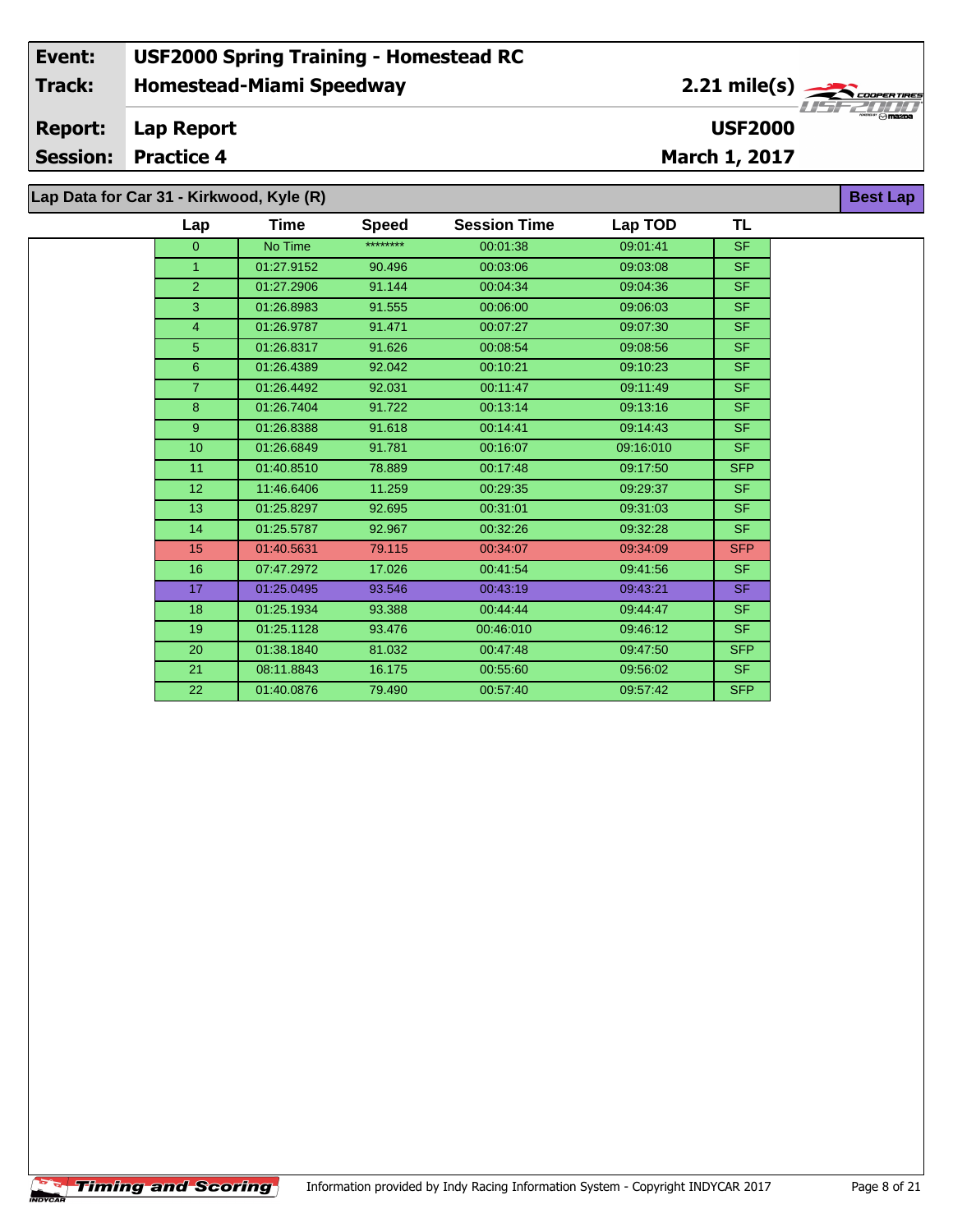| Event: | USF2000 Spring Training - Homestead RC | |
|---|---|---|
| Track: | Homestead-Miami Speedway | 2.21 mile(s) |
| Report: | Lap Report | USF2000 |
| Session: | Practice 4 | March 1, 2017 |

## Lap Data for Car 31 - Kirkwood, Kyle (R)

Best Lap

| Lap | Time | Speed | Session Time | Lap TOD | TL |
|---|---|---|---|---|---|
| 0 | No Time | ******** | 00:01:38 | 09:01:41 | SF |
| 1 | 01:27.9152 | 90.496 | 00:03:06 | 09:03:08 | SF |
| 2 | 01:27.2906 | 91.144 | 00:04:34 | 09:04:36 | SF |
| 3 | 01:26.8983 | 91.555 | 00:06:00 | 09:06:03 | SF |
| 4 | 01:26.9787 | 91.471 | 00:07:27 | 09:07:30 | SF |
| 5 | 01:26.8317 | 91.626 | 00:08:54 | 09:08:56 | SF |
| 6 | 01:26.4389 | 92.042 | 00:10:21 | 09:10:23 | SF |
| 7 | 01:26.4492 | 92.031 | 00:11:47 | 09:11:49 | SF |
| 8 | 01:26.7404 | 91.722 | 00:13:14 | 09:13:16 | SF |
| 9 | 01:26.8388 | 91.618 | 00:14:41 | 09:14:43 | SF |
| 10 | 01:26.6849 | 91.781 | 00:16:07 | 09:16:010 | SF |
| 11 | 01:40.8510 | 78.889 | 00:17:48 | 09:17:50 | SFP |
| 12 | 11:46.6406 | 11.259 | 00:29:35 | 09:29:37 | SF |
| 13 | 01:25.8297 | 92.695 | 00:31:01 | 09:31:03 | SF |
| 14 | 01:25.5787 | 92.967 | 00:32:26 | 09:32:28 | SF |
| 15 | 01:40.5631 | 79.115 | 00:34:07 | 09:34:09 | SFP |
| 16 | 07:47.2972 | 17.026 | 00:41:54 | 09:41:56 | SF |
| 17 | 01:25.0495 | 93.546 | 00:43:19 | 09:43:21 | SF |
| 18 | 01:25.1934 | 93.388 | 00:44:44 | 09:44:47 | SF |
| 19 | 01:25.1128 | 93.476 | 00:46:010 | 09:46:12 | SF |
| 20 | 01:38.1840 | 81.032 | 00:47:48 | 09:47:50 | SFP |
| 21 | 08:11.8843 | 16.175 | 00:55:60 | 09:56:02 | SF |
| 22 | 01:40.0876 | 79.490 | 00:57:40 | 09:57:42 | SFP |

Timing and Scoring

Information provided by Indy Racing Information System - Copyright INDYCAR 2017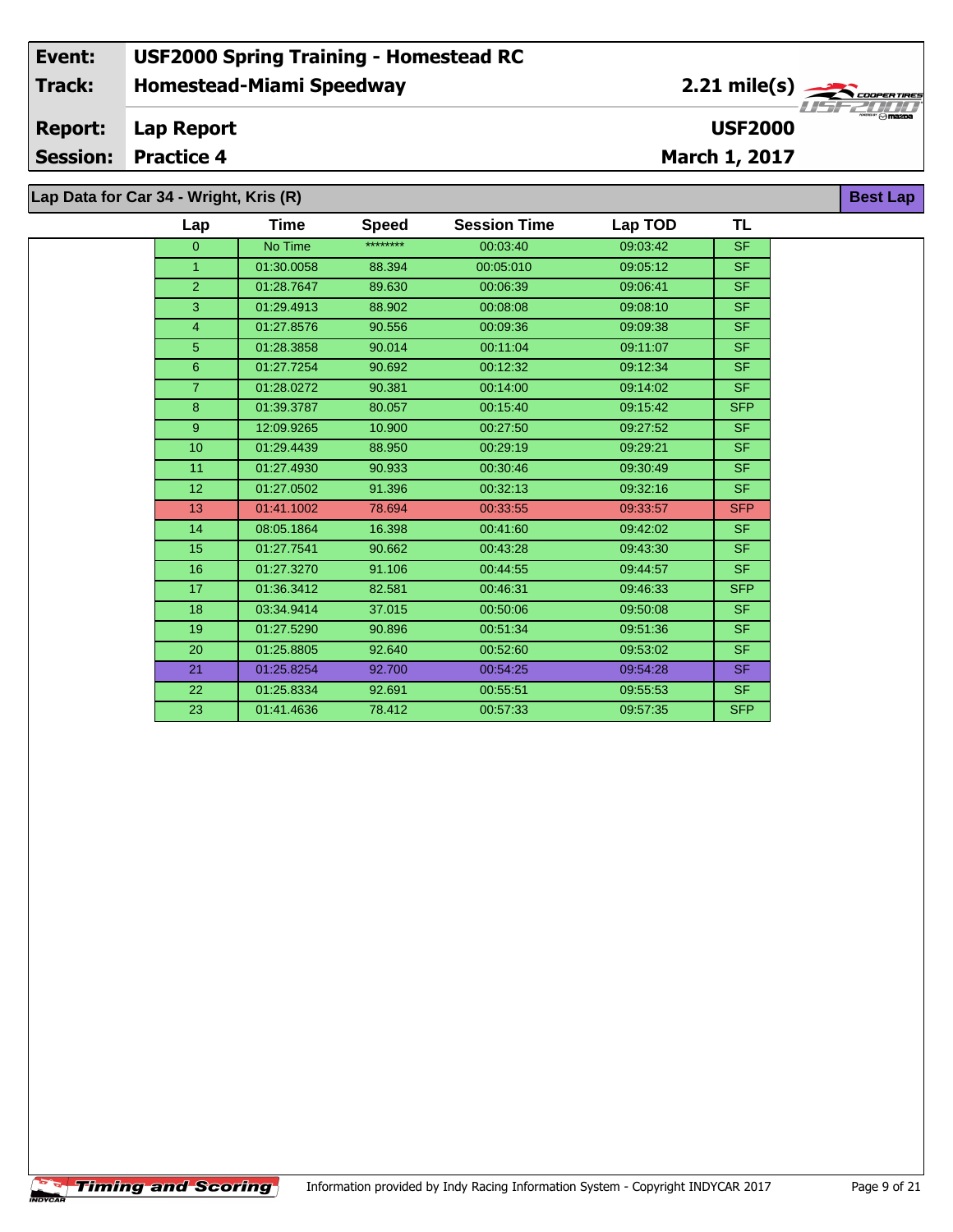| Event: | USF2000 Spring Training - Homestead RC | |
|---|---|---|
| Track: | Homestead-Miami Speedway | 2.21 mile(s) |
| Report: | Lap Report | USF2000 |
| Session: | Practice 4 | March 1, 2017 |

## Lap Data for Car 34 - Wright, Kris (R)

Best Lap

| Lap | Time | Speed | Session Time | Lap TOD | TL |
|---|---|---|---|---|---|
| 0 | No Time | ******** | 00:03:40 | 09:03:42 | SF |
| 1 | 01:30.0058 | 88.394 | 00:05:010 | 09:05:12 | SF |
| 2 | 01:28.7647 | 89.630 | 00:06:39 | 09:06:41 | SF |
| 3 | 01:29.4913 | 88.902 | 00:08:08 | 09:08:10 | SF |
| 4 | 01:27.8576 | 90.556 | 00:09:36 | 09:09:38 | SF |
| 5 | 01:28.3858 | 90.014 | 00:11:04 | 09:11:07 | SF |
| 6 | 01:27.7254 | 90.692 | 00:12:32 | 09:12:34 | SF |
| 7 | 01:28.0272 | 90.381 | 00:14:00 | 09:14:02 | SF |
| 8 | 01:39.3787 | 80.057 | 00:15:40 | 09:15:42 | SFP |
| 9 | 12:09.9265 | 10.900 | 00:27:50 | 09:27:52 | SF |
| 10 | 01:29.4439 | 88.950 | 00:29:19 | 09:29:21 | SF |
| 11 | 01:27.4930 | 90.933 | 00:30:46 | 09:30:49 | SF |
| 12 | 01:27.0502 | 91.396 | 00:32:13 | 09:32:16 | SF |
| 13 | 01:41.1002 | 78.694 | 00:33:55 | 09:33:57 | SFP |
| 14 | 08:05.1864 | 16.398 | 00:41:60 | 09:42:02 | SF |
| 15 | 01:27.7541 | 90.662 | 00:43:28 | 09:43:30 | SF |
| 16 | 01:27.3270 | 91.106 | 00:44:55 | 09:44:57 | SF |
| 17 | 01:36.3412 | 82.581 | 00:46:31 | 09:46:33 | SFP |
| 18 | 03:34.9414 | 37.015 | 00:50:06 | 09:50:08 | SF |
| 19 | 01:27.5290 | 90.896 | 00:51:34 | 09:51:36 | SF |
| 20 | 01:25.8805 | 92.640 | 00:52:60 | 09:53:02 | SF |
| 21 | 01:25.8254 | 92.700 | 00:54:25 | 09:54:28 | SF |
| 22 | 01:25.8334 | 92.691 | 00:55:51 | 09:55:53 | SF |
| 23 | 01:41.4636 | 78.412 | 00:57:33 | 09:57:35 | SFP |

Information provided by Indy Racing Information System - Copyright INDYCAR 2017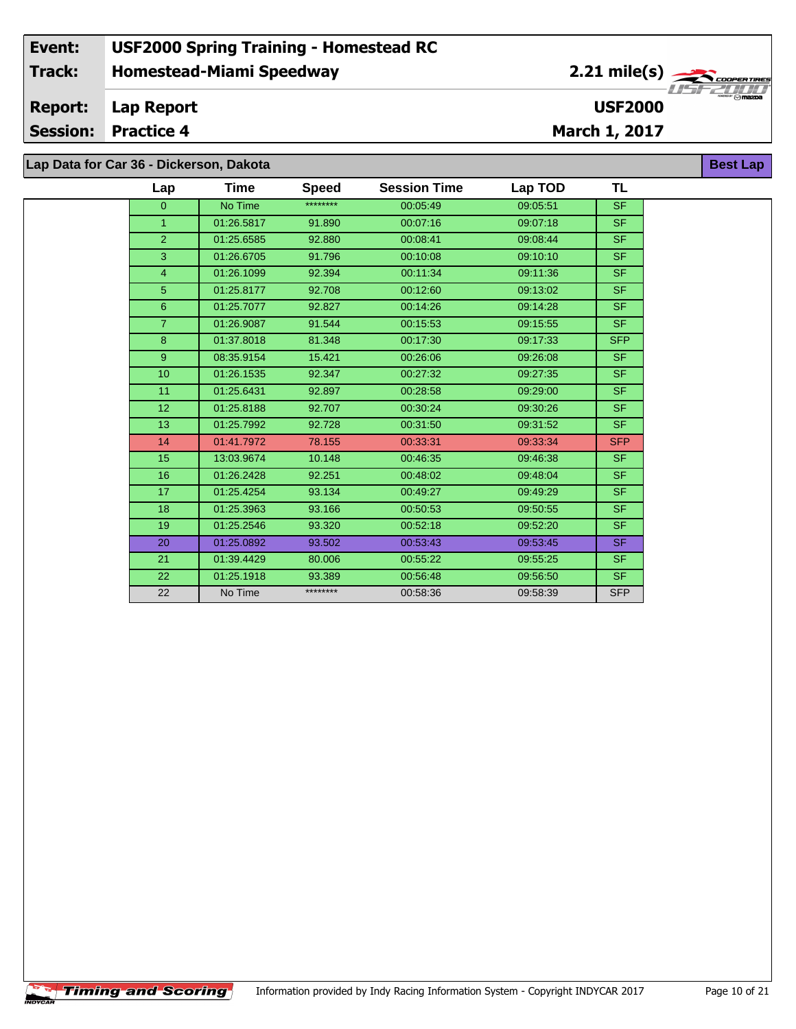| Event: | USF2000 Spring Training - Homestead RC | |
|---|---|---|
| Track: | Homestead-Miami Speedway | 2.21 mile(s) |
| Report: | Lap Report | USF2000 |
| Session: | Practice 4 | March 1, 2017 |

## Lap Data for Car 36 - Dickerson, Dakota

**Best Lap**

| Lap | Time | Speed | Session Time | Lap TOD | TL |
|---|---|---|---|---|---|
| 0 | No Time | ******** | 00:05:49 | 09:05:51 | SF |
| 1 | 01:26.5817 | 91.890 | 00:07:16 | 09:07:18 | SF |
| 2 | 01:25.6585 | 92.880 | 00:08:41 | 09:08:44 | SF |
| 3 | 01:26.6705 | 91.796 | 00:10:08 | 09:10:10 | SF |
| 4 | 01:26.1099 | 92.394 | 00:11:34 | 09:11:36 | SF |
| 5 | 01:25.8177 | 92.708 | 00:12:60 | 09:13:02 | SF |
| 6 | 01:25.7077 | 92.827 | 00:14:26 | 09:14:28 | SF |
| 7 | 01:26.9087 | 91.544 | 00:15:53 | 09:15:55 | SF |
| 8 | 01:37.8018 | 81.348 | 00:17:30 | 09:17:33 | SFP |
| 9 | 08:35.9154 | 15.421 | 00:26:06 | 09:26:08 | SF |
| 10 | 01:26.1535 | 92.347 | 00:27:32 | 09:27:35 | SF |
| 11 | 01:25.6431 | 92.897 | 00:28:58 | 09:29:00 | SF |
| 12 | 01:25.8188 | 92.707 | 00:30:24 | 09:30:26 | SF |
| 13 | 01:25.7992 | 92.728 | 00:31:50 | 09:31:52 | SF |
| 14 | 01:41.7972 | 78.155 | 00:33:31 | 09:33:34 | SFP |
| 15 | 13:03.9674 | 10.148 | 00:46:35 | 09:46:38 | SF |
| 16 | 01:26.2428 | 92.251 | 00:48:02 | 09:48:04 | SF |
| 17 | 01:25.4254 | 93.134 | 00:49:27 | 09:49:29 | SF |
| 18 | 01:25.3963 | 93.166 | 00:50:53 | 09:50:55 | SF |
| 19 | 01:25.2546 | 93.320 | 00:52:18 | 09:52:20 | SF |
| 20 | 01:25.0892 | 93.502 | 00:53:43 | 09:53:45 | SF |
| 21 | 01:39.4429 | 80.006 | 00:55:22 | 09:55:25 | SF |
| 22 | 01:25.1918 | 93.389 | 00:56:48 | 09:56:50 | SF |
| 22 | No Time | ******** | 00:58:36 | 09:58:39 | SFP |

Information provided by Indy Racing Information System - Copyright INDYCAR 2017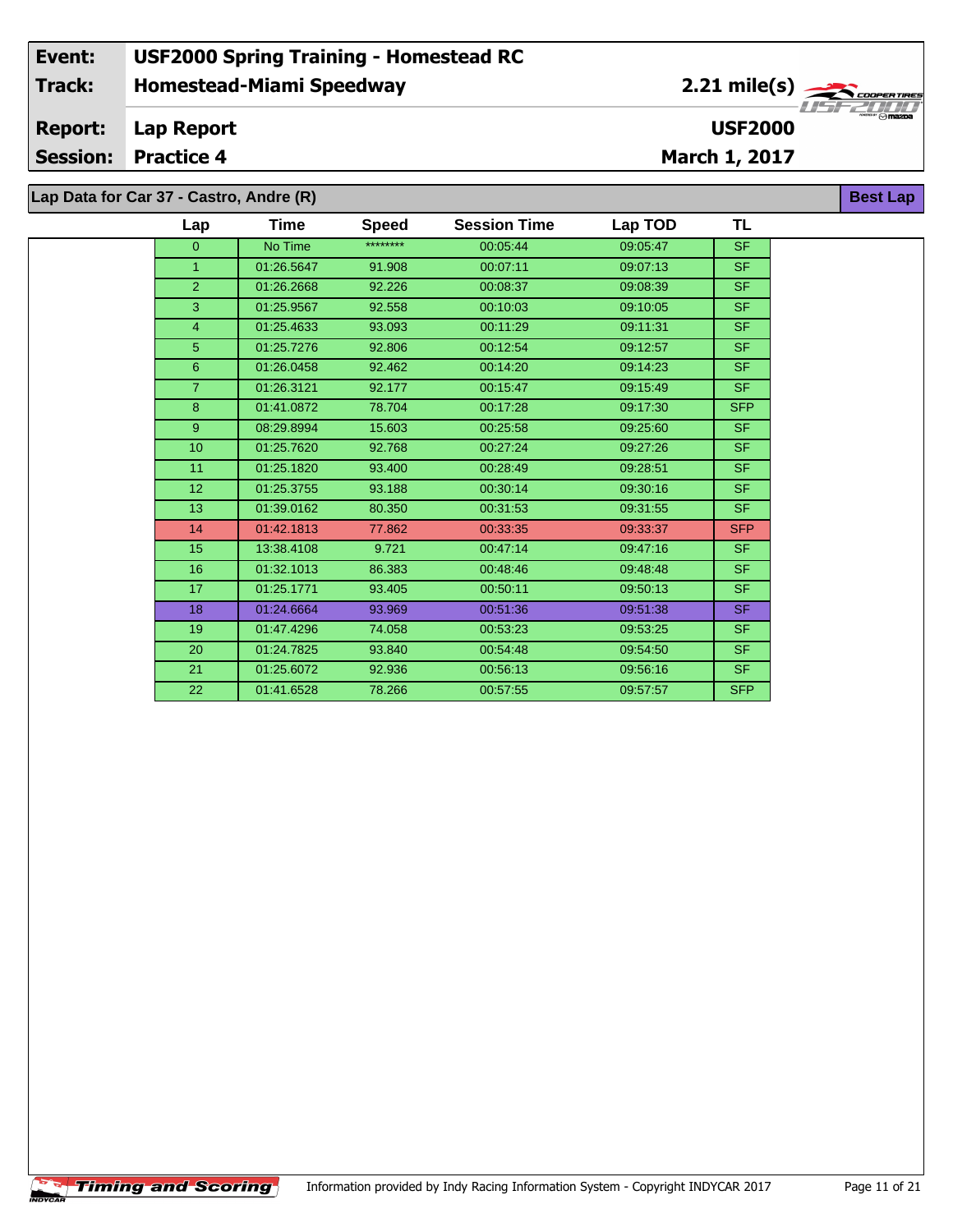| Event: | USF2000 Spring Training - Homestead RC | |
|---|---|---|
| Track: | Homestead-Miami Speedway | 2.21 mile(s) |
| Report: | Lap Report | USF2000 |
| Session: | Practice 4 | March 1, 2017 |

## Lap Data for Car 37 - Castro, Andre (R)

Best Lap

| Lap | Time | Speed | Session Time | Lap TOD | TL |
|---|---|---|---|---|---|
| 0 | No Time | ******** | 00:05:44 | 09:05:47 | SF |
| 1 | 01:26.5647 | 91.908 | 00:07:11 | 09:07:13 | SF |
| 2 | 01:26.2668 | 92.226 | 00:08:37 | 09:08:39 | SF |
| 3 | 01:25.9567 | 92.558 | 00:10:03 | 09:10:05 | SF |
| 4 | 01:25.4633 | 93.093 | 00:11:29 | 09:11:31 | SF |
| 5 | 01:25.7276 | 92.806 | 00:12:54 | 09:12:57 | SF |
| 6 | 01:26.0458 | 92.462 | 00:14:20 | 09:14:23 | SF |
| 7 | 01:26.3121 | 92.177 | 00:15:47 | 09:15:49 | SF |
| 8 | 01:41.0872 | 78.704 | 00:17:28 | 09:17:30 | SFP |
| 9 | 08:29.8994 | 15.603 | 00:25:58 | 09:25:60 | SF |
| 10 | 01:25.7620 | 92.768 | 00:27:24 | 09:27:26 | SF |
| 11 | 01:25.1820 | 93.400 | 00:28:49 | 09:28:51 | SF |
| 12 | 01:25.3755 | 93.188 | 00:30:14 | 09:30:16 | SF |
| 13 | 01:39.0162 | 80.350 | 00:31:53 | 09:31:55 | SF |
| 14 | 01:42.1813 | 77.862 | 00:33:35 | 09:33:37 | SFP |
| 15 | 13:38.4108 | 9.721 | 00:47:14 | 09:47:16 | SF |
| 16 | 01:32.1013 | 86.383 | 00:48:46 | 09:48:48 | SF |
| 17 | 01:25.1771 | 93.405 | 00:50:11 | 09:50:13 | SF |
| 18 | 01:24.6664 | 93.969 | 00:51:36 | 09:51:38 | SF |
| 19 | 01:47.4296 | 74.058 | 00:53:23 | 09:53:25 | SF |
| 20 | 01:24.7825 | 93.840 | 00:54:48 | 09:54:50 | SF |
| 21 | 01:25.6072 | 92.936 | 00:56:13 | 09:56:16 | SF |
| 22 | 01:41.6528 | 78.266 | 00:57:55 | 09:57:57 | SFP |

Information provided by Indy Racing Information System - Copyright INDYCAR 2017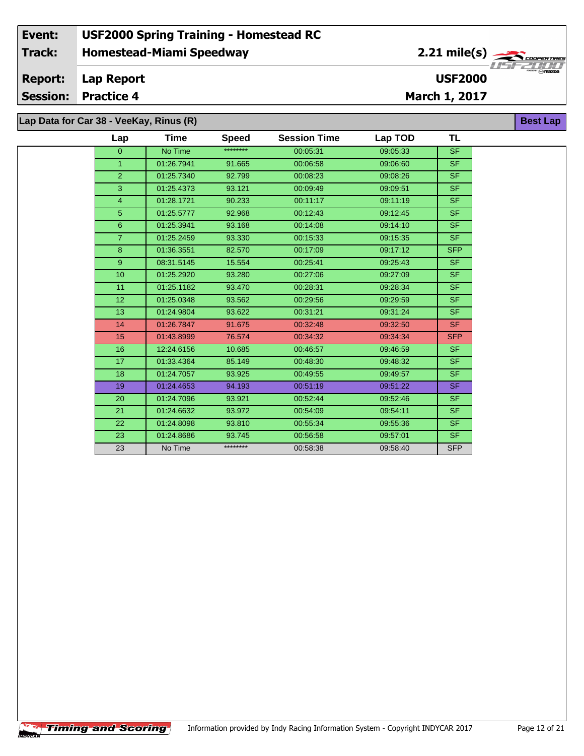| Event: | USF2000 Spring Training - Homestead RC | |
|---|---|---|
| Track: | Homestead-Miami Speedway | 2.21 mile(s) |
| Report: | Lap Report | USF2000 |
| Session: | Practice 4 | March 1, 2017 |

## Lap Data for Car 38 - VeeKay, Rinus (R)

Best Lap

| Lap | Time | Speed | Session Time | Lap TOD | TL |
|---|---|---|---|---|---|
| 0 | No Time | ******** | 00:05:31 | 09:05:33 | SF |
| 1 | 01:26.7941 | 91.665 | 00:06:58 | 09:06:60 | SF |
| 2 | 01:25.7340 | 92.799 | 00:08:23 | 09:08:26 | SF |
| 3 | 01:25.4373 | 93.121 | 00:09:49 | 09:09:51 | SF |
| 4 | 01:28.1721 | 90.233 | 00:11:17 | 09:11:19 | SF |
| 5 | 01:25.5777 | 92.968 | 00:12:43 | 09:12:45 | SF |
| 6 | 01:25.3941 | 93.168 | 00:14:08 | 09:14:10 | SF |
| 7 | 01:25.2459 | 93.330 | 00:15:33 | 09:15:35 | SF |
| 8 | 01:36.3551 | 82.570 | 00:17:09 | 09:17:12 | SFP |
| 9 | 08:31.5145 | 15.554 | 00:25:41 | 09:25:43 | SF |
| 10 | 01:25.2920 | 93.280 | 00:27:06 | 09:27:09 | SF |
| 11 | 01:25.1182 | 93.470 | 00:28:31 | 09:28:34 | SF |
| 12 | 01:25.0348 | 93.562 | 00:29:56 | 09:29:59 | SF |
| 13 | 01:24.9804 | 93.622 | 00:31:21 | 09:31:24 | SF |
| 14 | 01:26.7847 | 91.675 | 00:32:48 | 09:32:50 | SF |
| 15 | 01:43.8999 | 76.574 | 00:34:32 | 09:34:34 | SFP |
| 16 | 12:24.6156 | 10.685 | 00:46:57 | 09:46:59 | SF |
| 17 | 01:33.4364 | 85.149 | 00:48:30 | 09:48:32 | SF |
| 18 | 01:24.7057 | 93.925 | 00:49:55 | 09:49:57 | SF |
| 19 | 01:24.4653 | 94.193 | 00:51:19 | 09:51:22 | SF |
| 20 | 01:24.7096 | 93.921 | 00:52:44 | 09:52:46 | SF |
| 21 | 01:24.6632 | 93.972 | 00:54:09 | 09:54:11 | SF |
| 22 | 01:24.8098 | 93.810 | 00:55:34 | 09:55:36 | SF |
| 23 | 01:24.8686 | 93.745 | 00:56:58 | 09:57:01 | SF |
| 23 | No Time | ******** | 00:58:38 | 09:58:40 | SFP |

Timing and Scoring — Information provided by Indy Racing Information System - Copyright INDYCAR 2017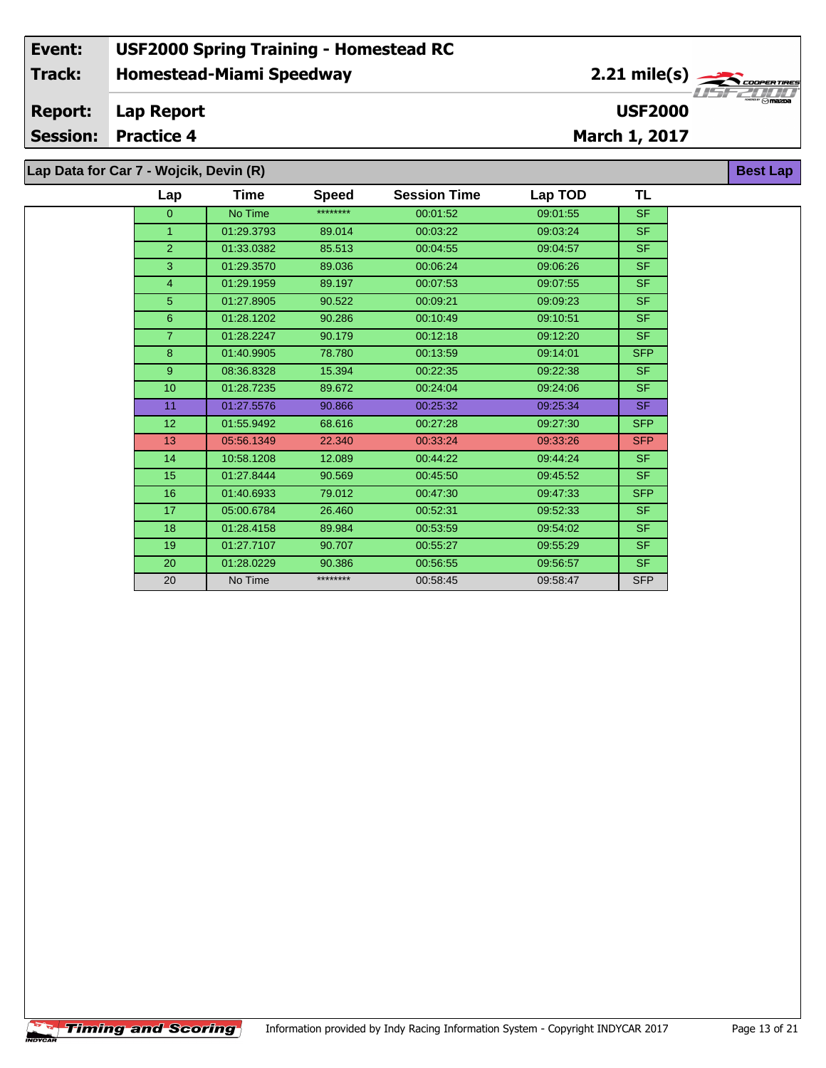| Event: | USF2000 Spring Training - Homestead RC | |
|---|---|---|
| Track: | Homestead-Miami Speedway | 2.21 mile(s) |
| Report: | Lap Report | USF2000 |
| Session: | Practice 4 | March 1, 2017 |

## Lap Data for Car 7 - Wojcik, Devin (R)

**Best Lap**

| Lap | Time | Speed | Session Time | Lap TOD | TL |
|---|---|---|---|---|---|
| 0 | No Time | ******** | 00:01:52 | 09:01:55 | SF |
| 1 | 01:29.3793 | 89.014 | 00:03:22 | 09:03:24 | SF |
| 2 | 01:33.0382 | 85.513 | 00:04:55 | 09:04:57 | SF |
| 3 | 01:29.3570 | 89.036 | 00:06:24 | 09:06:26 | SF |
| 4 | 01:29.1959 | 89.197 | 00:07:53 | 09:07:55 | SF |
| 5 | 01:27.8905 | 90.522 | 00:09:21 | 09:09:23 | SF |
| 6 | 01:28.1202 | 90.286 | 00:10:49 | 09:10:51 | SF |
| 7 | 01:28.2247 | 90.179 | 00:12:18 | 09:12:20 | SF |
| 8 | 01:40.9905 | 78.780 | 00:13:59 | 09:14:01 | SFP |
| 9 | 08:36.8328 | 15.394 | 00:22:35 | 09:22:38 | SF |
| 10 | 01:28.7235 | 89.672 | 00:24:04 | 09:24:06 | SF |
| 11 | 01:27.5576 | 90.866 | 00:25:32 | 09:25:34 | SF |
| 12 | 01:55.9492 | 68.616 | 00:27:28 | 09:27:30 | SFP |
| 13 | 05:56.1349 | 22.340 | 00:33:24 | 09:33:26 | SFP |
| 14 | 10:58.1208 | 12.089 | 00:44:22 | 09:44:24 | SF |
| 15 | 01:27.8444 | 90.569 | 00:45:50 | 09:45:52 | SF |
| 16 | 01:40.6933 | 79.012 | 00:47:30 | 09:47:33 | SFP |
| 17 | 05:00.6784 | 26.460 | 00:52:31 | 09:52:33 | SF |
| 18 | 01:28.4158 | 89.984 | 00:53:59 | 09:54:02 | SF |
| 19 | 01:27.7107 | 90.707 | 00:55:27 | 09:55:29 | SF |
| 20 | 01:28.0229 | 90.386 | 00:56:55 | 09:56:57 | SF |
| 20 | No Time | ******** | 00:58:45 | 09:58:47 | SFP |

Timing and Scoring — Information provided by Indy Racing Information System - Copyright INDYCAR 2017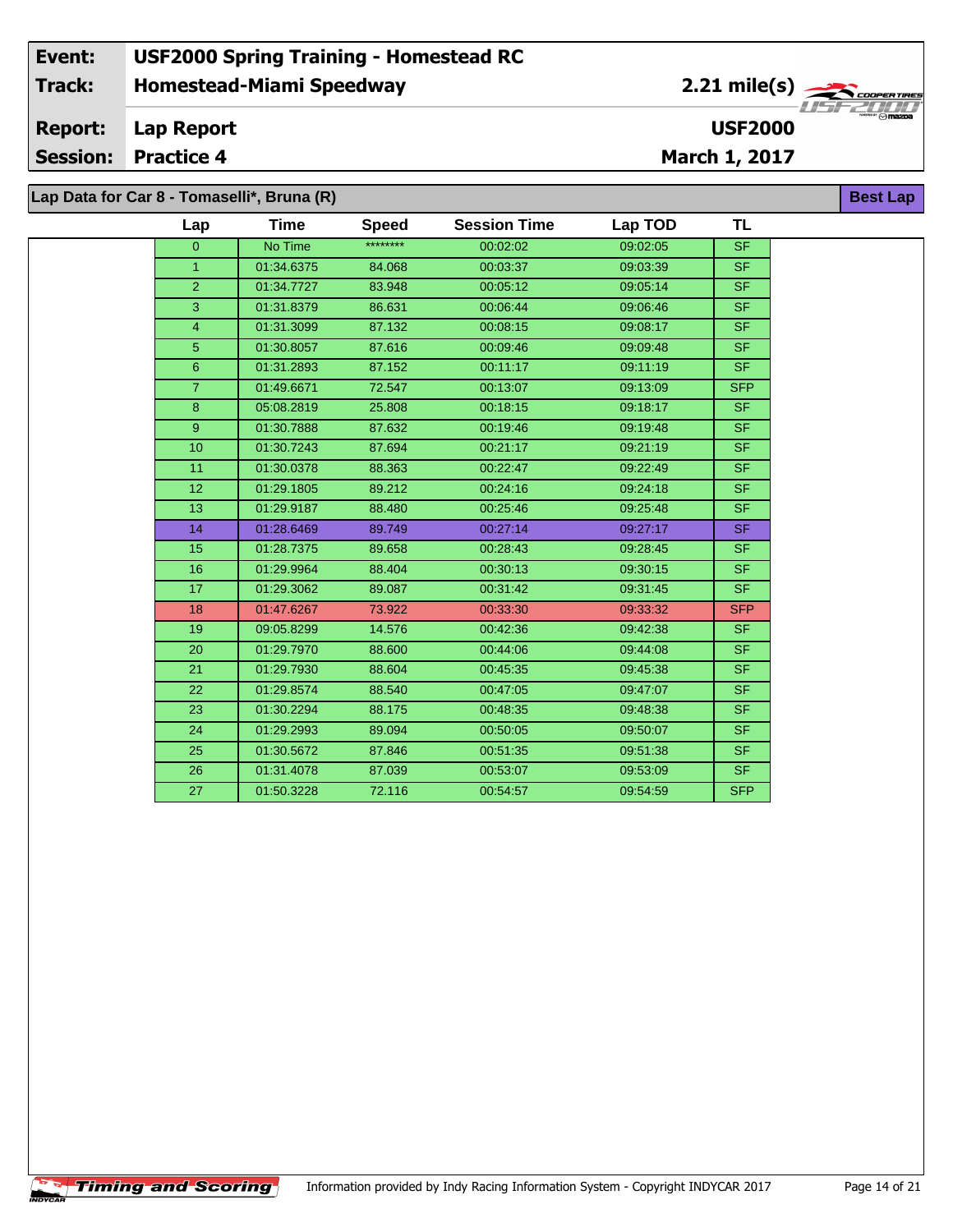| Event: | USF2000 Spring Training - Homestead RC | |
|---|---|---|
| Track: | Homestead-Miami Speedway | 2.21 mile(s) |
| Report: | Lap Report | USF2000 |
| Session: | Practice 4 | March 1, 2017 |

## Lap Data for Car 8 - Tomaselli*, Bruna (R)

Best Lap

| Lap | Time | Speed | Session Time | Lap TOD | TL |
|---|---|---|---|---|---|
| 0 | No Time | ******** | 00:02:02 | 09:02:05 | SF |
| 1 | 01:34.6375 | 84.068 | 00:03:37 | 09:03:39 | SF |
| 2 | 01:34.7727 | 83.948 | 00:05:12 | 09:05:14 | SF |
| 3 | 01:31.8379 | 86.631 | 00:06:44 | 09:06:46 | SF |
| 4 | 01:31.3099 | 87.132 | 00:08:15 | 09:08:17 | SF |
| 5 | 01:30.8057 | 87.616 | 00:09:46 | 09:09:48 | SF |
| 6 | 01:31.2893 | 87.152 | 00:11:17 | 09:11:19 | SF |
| 7 | 01:49.6671 | 72.547 | 00:13:07 | 09:13:09 | SFP |
| 8 | 05:08.2819 | 25.808 | 00:18:15 | 09:18:17 | SF |
| 9 | 01:30.7888 | 87.632 | 00:19:46 | 09:19:48 | SF |
| 10 | 01:30.7243 | 87.694 | 00:21:17 | 09:21:19 | SF |
| 11 | 01:30.0378 | 88.363 | 00:22:47 | 09:22:49 | SF |
| 12 | 01:29.1805 | 89.212 | 00:24:16 | 09:24:18 | SF |
| 13 | 01:29.9187 | 88.480 | 00:25:46 | 09:25:48 | SF |
| 14 | 01:28.6469 | 89.749 | 00:27:14 | 09:27:17 | SF |
| 15 | 01:28.7375 | 89.658 | 00:28:43 | 09:28:45 | SF |
| 16 | 01:29.9964 | 88.404 | 00:30:13 | 09:30:15 | SF |
| 17 | 01:29.3062 | 89.087 | 00:31:42 | 09:31:45 | SF |
| 18 | 01:47.6267 | 73.922 | 00:33:30 | 09:33:32 | SFP |
| 19 | 09:05.8299 | 14.576 | 00:42:36 | 09:42:38 | SF |
| 20 | 01:29.7970 | 88.600 | 00:44:06 | 09:44:08 | SF |
| 21 | 01:29.7930 | 88.604 | 00:45:35 | 09:45:38 | SF |
| 22 | 01:29.8574 | 88.540 | 00:47:05 | 09:47:07 | SF |
| 23 | 01:30.2294 | 88.175 | 00:48:35 | 09:48:38 | SF |
| 24 | 01:29.2993 | 89.094 | 00:50:05 | 09:50:07 | SF |
| 25 | 01:30.5672 | 87.846 | 00:51:35 | 09:51:38 | SF |
| 26 | 01:31.4078 | 87.039 | 00:53:07 | 09:53:09 | SF |
| 27 | 01:50.3228 | 72.116 | 00:54:57 | 09:54:59 | SFP |

Information provided by Indy Racing Information System - Copyright INDYCAR 2017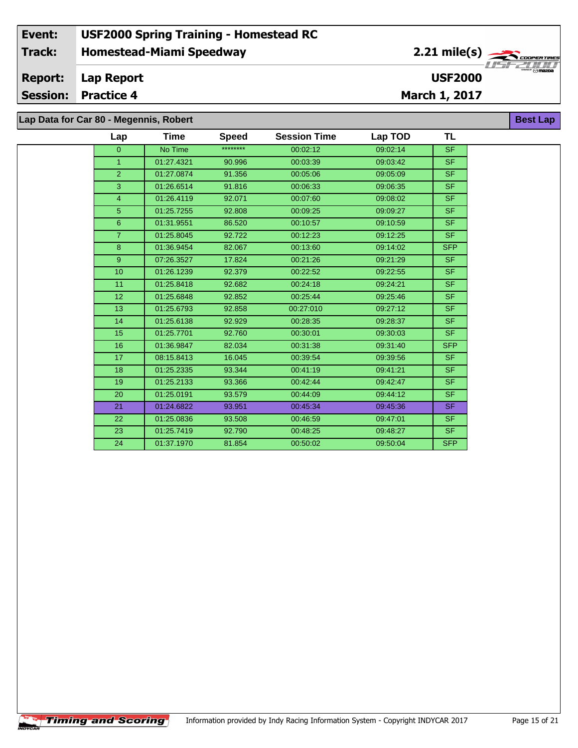| | |
|---|---|
| **Event:** | **USF2000 Spring Training - Homestead RC** |
| **Track:** | **Homestead-Miami Speedway** |
| **Report:** | **Lap Report** |
| **Session:** | **Practice 4** |

**2.21 mile(s)**

**USF2000**

**March 1, 2017**

## Lap Data for Car 80 - Megennis, Robert

**Best Lap**

| Lap | Time | Speed | Session Time | Lap TOD | TL |
|---|---|---|---|---|---|
| 0 | No Time | ******** | 00:02:12 | 09:02:14 | SF |
| 1 | 01:27.4321 | 90.996 | 00:03:39 | 09:03:42 | SF |
| 2 | 01:27.0874 | 91.356 | 00:05:06 | 09:05:09 | SF |
| 3 | 01:26.6514 | 91.816 | 00:06:33 | 09:06:35 | SF |
| 4 | 01:26.4119 | 92.071 | 00:07:60 | 09:08:02 | SF |
| 5 | 01:25.7255 | 92.808 | 00:09:25 | 09:09:27 | SF |
| 6 | 01:31.9551 | 86.520 | 00:10:57 | 09:10:59 | SF |
| 7 | 01:25.8045 | 92.722 | 00:12:23 | 09:12:25 | SF |
| 8 | 01:36.9454 | 82.067 | 00:13:60 | 09:14:02 | SFP |
| 9 | 07:26.3527 | 17.824 | 00:21:26 | 09:21:29 | SF |
| 10 | 01:26.1239 | 92.379 | 00:22:52 | 09:22:55 | SF |
| 11 | 01:25.8418 | 92.682 | 00:24:18 | 09:24:21 | SF |
| 12 | 01:25.6848 | 92.852 | 00:25:44 | 09:25:46 | SF |
| 13 | 01:25.6793 | 92.858 | 00:27:010 | 09:27:12 | SF |
| 14 | 01:25.6138 | 92.929 | 00:28:35 | 09:28:37 | SF |
| 15 | 01:25.7701 | 92.760 | 00:30:01 | 09:30:03 | SF |
| 16 | 01:36.9847 | 82.034 | 00:31:38 | 09:31:40 | SFP |
| 17 | 08:15.8413 | 16.045 | 00:39:54 | 09:39:56 | SF |
| 18 | 01:25.2335 | 93.344 | 00:41:19 | 09:41:21 | SF |
| 19 | 01:25.2133 | 93.366 | 00:42:44 | 09:42:47 | SF |
| 20 | 01:25.0191 | 93.579 | 00:44:09 | 09:44:12 | SF |
| 21 | 01:24.6822 | 93.951 | 00:45:34 | 09:45:36 | SF |
| 22 | 01:25.0836 | 93.508 | 00:46:59 | 09:47:01 | SF |
| 23 | 01:25.7419 | 92.790 | 00:48:25 | 09:48:27 | SF |
| 24 | 01:37.1970 | 81.854 | 00:50:02 | 09:50:04 | SFP |

Information provided by Indy Racing Information System - Copyright INDYCAR 2017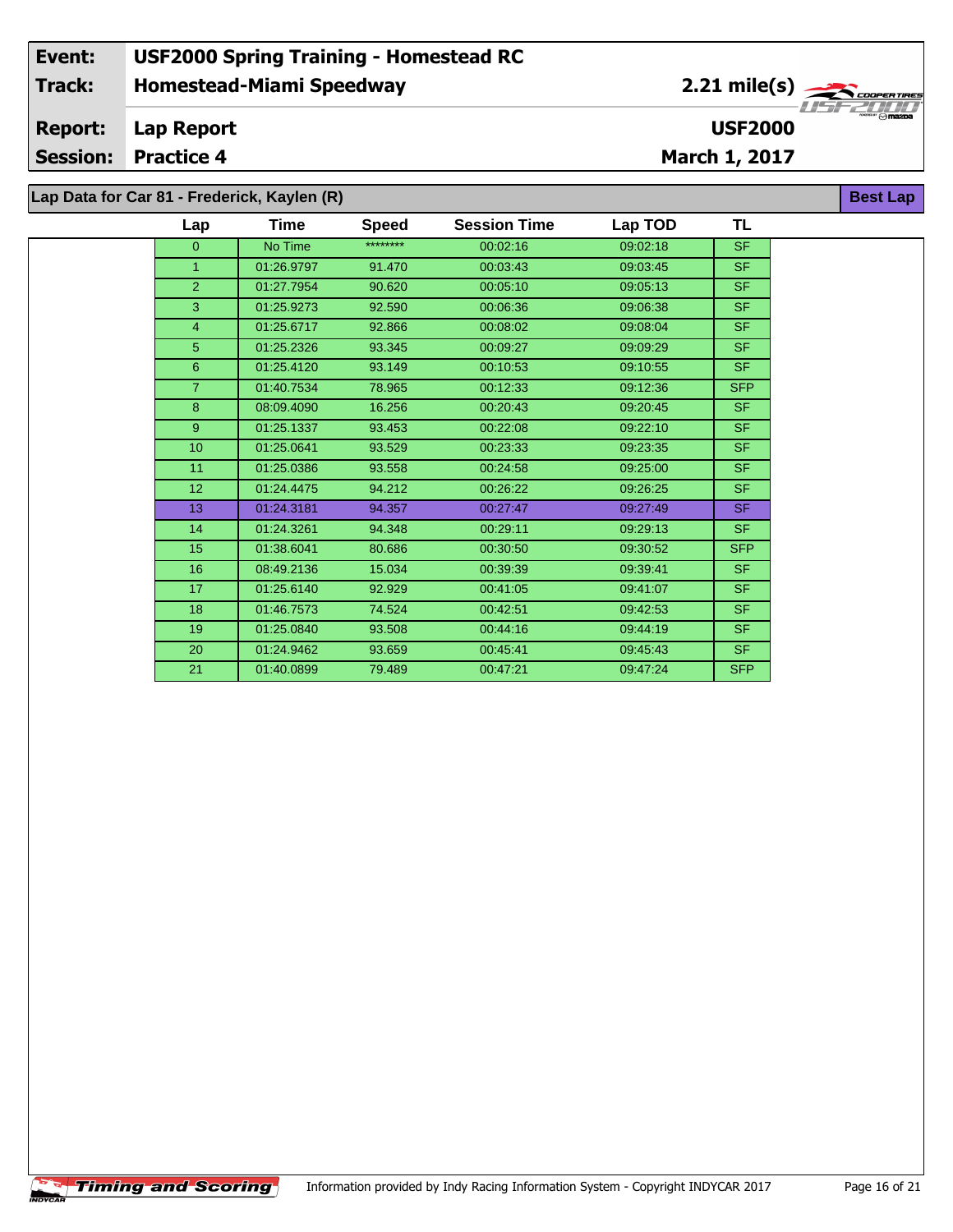| Event: | USF2000 Spring Training - Homestead RC | |
|---|---|---|
| Track: | Homestead-Miami Speedway | 2.21 mile(s) |
| Report: | Lap Report | USF2000 |
| Session: | Practice 4 | March 1, 2017 |

## Lap Data for Car 81 - Frederick, Kaylen (R)

**Best Lap**

| Lap | Time | Speed | Session Time | Lap TOD | TL |
|---|---|---|---|---|---|
| 0 | No Time | ******** | 00:02:16 | 09:02:18 | SF |
| 1 | 01:26.9797 | 91.470 | 00:03:43 | 09:03:45 | SF |
| 2 | 01:27.7954 | 90.620 | 00:05:10 | 09:05:13 | SF |
| 3 | 01:25.9273 | 92.590 | 00:06:36 | 09:06:38 | SF |
| 4 | 01:25.6717 | 92.866 | 00:08:02 | 09:08:04 | SF |
| 5 | 01:25.2326 | 93.345 | 00:09:27 | 09:09:29 | SF |
| 6 | 01:25.4120 | 93.149 | 00:10:53 | 09:10:55 | SF |
| 7 | 01:40.7534 | 78.965 | 00:12:33 | 09:12:36 | SFP |
| 8 | 08:09.4090 | 16.256 | 00:20:43 | 09:20:45 | SF |
| 9 | 01:25.1337 | 93.453 | 00:22:08 | 09:22:10 | SF |
| 10 | 01:25.0641 | 93.529 | 00:23:33 | 09:23:35 | SF |
| 11 | 01:25.0386 | 93.558 | 00:24:58 | 09:25:00 | SF |
| 12 | 01:24.4475 | 94.212 | 00:26:22 | 09:26:25 | SF |
| 13 | 01:24.3181 | 94.357 | 00:27:47 | 09:27:49 | SF |
| 14 | 01:24.3261 | 94.348 | 00:29:11 | 09:29:13 | SF |
| 15 | 01:38.6041 | 80.686 | 00:30:50 | 09:30:52 | SFP |
| 16 | 08:49.2136 | 15.034 | 00:39:39 | 09:39:41 | SF |
| 17 | 01:25.6140 | 92.929 | 00:41:05 | 09:41:07 | SF |
| 18 | 01:46.7573 | 74.524 | 00:42:51 | 09:42:53 | SF |
| 19 | 01:25.0840 | 93.508 | 00:44:16 | 09:44:19 | SF |
| 20 | 01:24.9462 | 93.659 | 00:45:41 | 09:45:43 | SF |
| 21 | 01:40.0899 | 79.489 | 00:47:21 | 09:47:24 | SFP |

Timing and Scoring — Information provided by Indy Racing Information System - Copyright INDYCAR 2017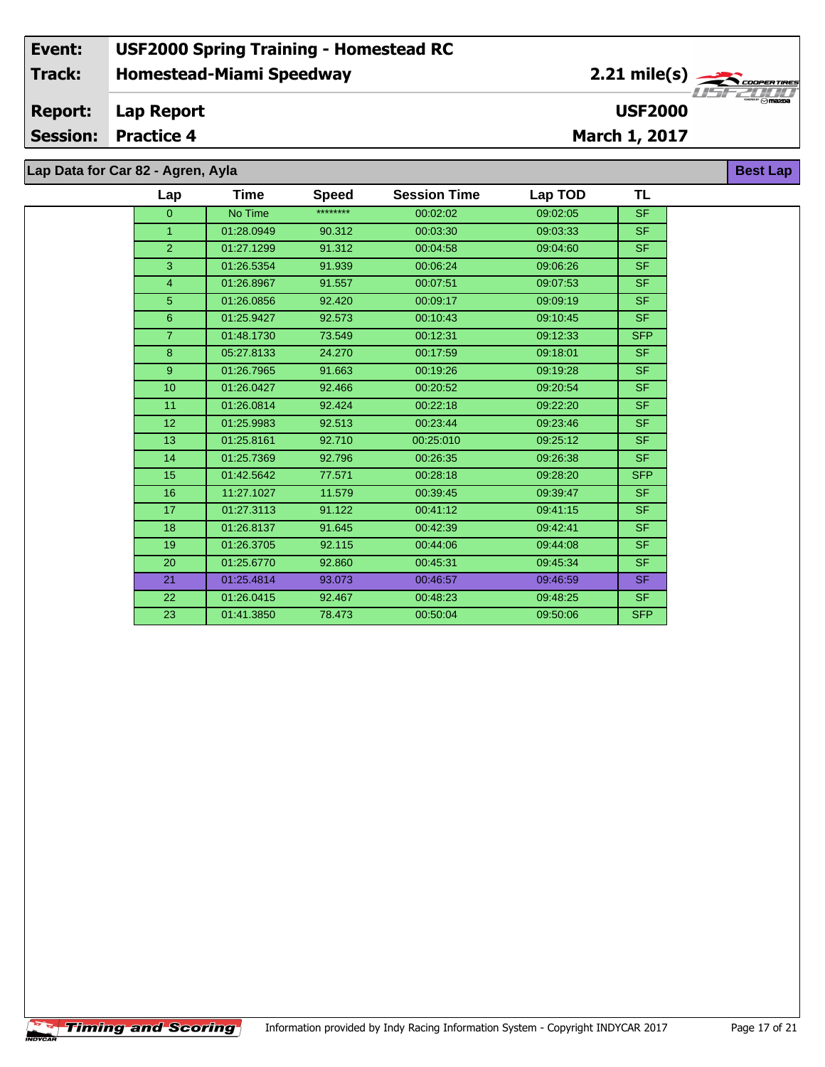| Event: | USF2000 Spring Training - Homestead RC | |
|---|---|---|
| Track: | Homestead-Miami Speedway | 2.21 mile(s) |
| Report: | Lap Report | USF2000 |
| Session: | Practice 4 | March 1, 2017 |

## Lap Data for Car 82 - Agren, Ayla

**Best Lap**

| Lap | Time | Speed | Session Time | Lap TOD | TL |
|---|---|---|---|---|---|
| 0 | No Time | ******** | 00:02:02 | 09:02:05 | SF |
| 1 | 01:28.0949 | 90.312 | 00:03:30 | 09:03:33 | SF |
| 2 | 01:27.1299 | 91.312 | 00:04:58 | 09:04:60 | SF |
| 3 | 01:26.5354 | 91.939 | 00:06:24 | 09:06:26 | SF |
| 4 | 01:26.8967 | 91.557 | 00:07:51 | 09:07:53 | SF |
| 5 | 01:26.0856 | 92.420 | 00:09:17 | 09:09:19 | SF |
| 6 | 01:25.9427 | 92.573 | 00:10:43 | 09:10:45 | SF |
| 7 | 01:48.1730 | 73.549 | 00:12:31 | 09:12:33 | SFP |
| 8 | 05:27.8133 | 24.270 | 00:17:59 | 09:18:01 | SF |
| 9 | 01:26.7965 | 91.663 | 00:19:26 | 09:19:28 | SF |
| 10 | 01:26.0427 | 92.466 | 00:20:52 | 09:20:54 | SF |
| 11 | 01:26.0814 | 92.424 | 00:22:18 | 09:22:20 | SF |
| 12 | 01:25.9983 | 92.513 | 00:23:44 | 09:23:46 | SF |
| 13 | 01:25.8161 | 92.710 | 00:25:010 | 09:25:12 | SF |
| 14 | 01:25.7369 | 92.796 | 00:26:35 | 09:26:38 | SF |
| 15 | 01:42.5642 | 77.571 | 00:28:18 | 09:28:20 | SFP |
| 16 | 11:27.1027 | 11.579 | 00:39:45 | 09:39:47 | SF |
| 17 | 01:27.3113 | 91.122 | 00:41:12 | 09:41:15 | SF |
| 18 | 01:26.8137 | 91.645 | 00:42:39 | 09:42:41 | SF |
| 19 | 01:26.3705 | 92.115 | 00:44:06 | 09:44:08 | SF |
| 20 | 01:25.6770 | 92.860 | 00:45:31 | 09:45:34 | SF |
| 21 | 01:25.4814 | 93.073 | 00:46:57 | 09:46:59 | SF |
| 22 | 01:26.0415 | 92.467 | 00:48:23 | 09:48:25 | SF |
| 23 | 01:41.3850 | 78.473 | 00:50:04 | 09:50:06 | SFP |

Timing and Scoring

Information provided by Indy Racing Information System - Copyright INDYCAR 2017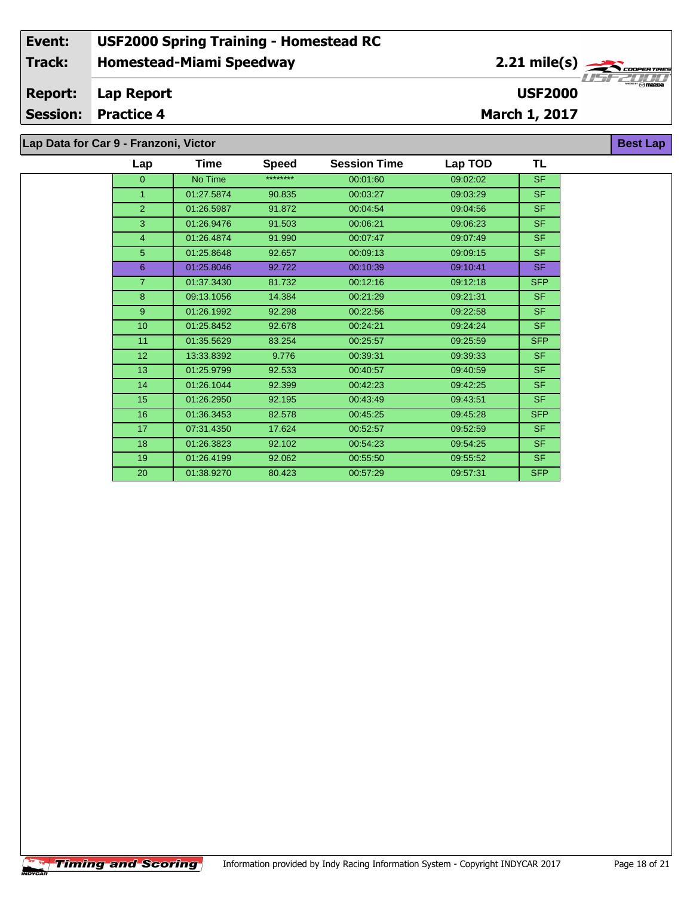| Event: | USF2000 Spring Training - Homestead RC | |
|---|---|---|
| Track: | Homestead-Miami Speedway | 2.21 mile(s) |
| Report: | Lap Report | USF2000 |
| Session: | Practice 4 | March 1, 2017 |

## Lap Data for Car 9 - Franzoni, Victor

**Best Lap**

| Lap | Time | Speed | Session Time | Lap TOD | TL |
|---|---|---|---|---|---|
| 0 | No Time | ******** | 00:01:60 | 09:02:02 | SF |
| 1 | 01:27.5874 | 90.835 | 00:03:27 | 09:03:29 | SF |
| 2 | 01:26.5987 | 91.872 | 00:04:54 | 09:04:56 | SF |
| 3 | 01:26.9476 | 91.503 | 00:06:21 | 09:06:23 | SF |
| 4 | 01:26.4874 | 91.990 | 00:07:47 | 09:07:49 | SF |
| 5 | 01:25.8648 | 92.657 | 00:09:13 | 09:09:15 | SF |
| 6 | 01:25.8046 | 92.722 | 00:10:39 | 09:10:41 | SF |
| 7 | 01:37.3430 | 81.732 | 00:12:16 | 09:12:18 | SFP |
| 8 | 09:13.1056 | 14.384 | 00:21:29 | 09:21:31 | SF |
| 9 | 01:26.1992 | 92.298 | 00:22:56 | 09:22:58 | SF |
| 10 | 01:25.8452 | 92.678 | 00:24:21 | 09:24:24 | SF |
| 11 | 01:35.5629 | 83.254 | 00:25:57 | 09:25:59 | SFP |
| 12 | 13:33.8392 | 9.776 | 00:39:31 | 09:39:33 | SF |
| 13 | 01:25.9799 | 92.533 | 00:40:57 | 09:40:59 | SF |
| 14 | 01:26.1044 | 92.399 | 00:42:23 | 09:42:25 | SF |
| 15 | 01:26.2950 | 92.195 | 00:43:49 | 09:43:51 | SF |
| 16 | 01:36.3453 | 82.578 | 00:45:25 | 09:45:28 | SFP |
| 17 | 07:31.4350 | 17.624 | 00:52:57 | 09:52:59 | SF |
| 18 | 01:26.3823 | 92.102 | 00:54:23 | 09:54:25 | SF |
| 19 | 01:26.4199 | 92.062 | 00:55:50 | 09:55:52 | SF |
| 20 | 01:38.9270 | 80.423 | 00:57:29 | 09:57:31 | SFP |

Timing and Scoring — Information provided by Indy Racing Information System - Copyright INDYCAR 2017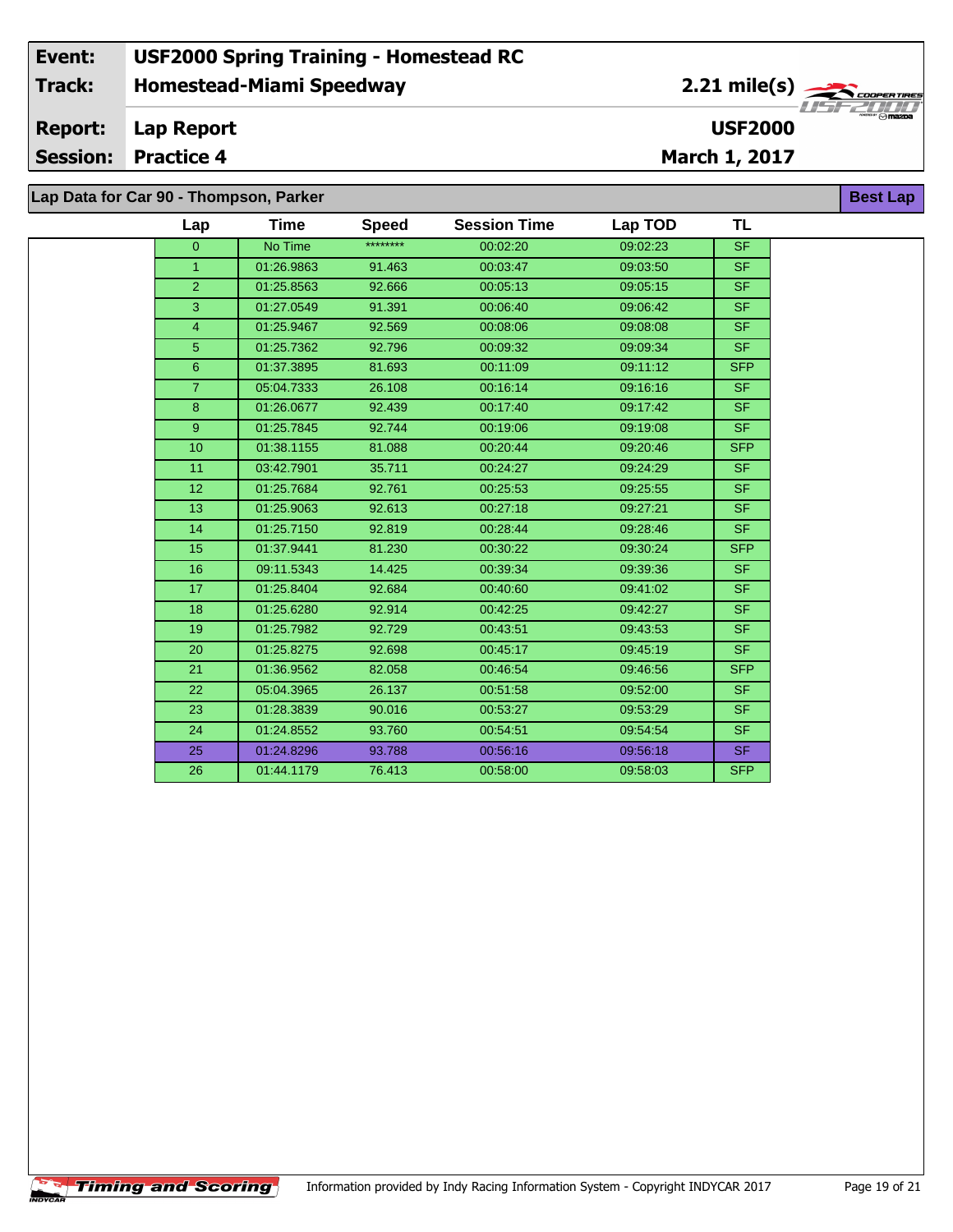| Event: | USF2000 Spring Training - Homestead RC | |
|---|---|---|
| Track: | Homestead-Miami Speedway | 2.21 mile(s) |
| Report: | Lap Report | USF2000 |
| Session: | Practice 4 | March 1, 2017 |

## Lap Data for Car 90 - Thompson, Parker

**Best Lap**

| Lap | Time | Speed | Session Time | Lap TOD | TL |
|---|---|---|---|---|---|
| 0 | No Time | ******** | 00:02:20 | 09:02:23 | SF |
| 1 | 01:26.9863 | 91.463 | 00:03:47 | 09:03:50 | SF |
| 2 | 01:25.8563 | 92.666 | 00:05:13 | 09:05:15 | SF |
| 3 | 01:27.0549 | 91.391 | 00:06:40 | 09:06:42 | SF |
| 4 | 01:25.9467 | 92.569 | 00:08:06 | 09:08:08 | SF |
| 5 | 01:25.7362 | 92.796 | 00:09:32 | 09:09:34 | SF |
| 6 | 01:37.3895 | 81.693 | 00:11:09 | 09:11:12 | SFP |
| 7 | 05:04.7333 | 26.108 | 00:16:14 | 09:16:16 | SF |
| 8 | 01:26.0677 | 92.439 | 00:17:40 | 09:17:42 | SF |
| 9 | 01:25.7845 | 92.744 | 00:19:06 | 09:19:08 | SF |
| 10 | 01:38.1155 | 81.088 | 00:20:44 | 09:20:46 | SFP |
| 11 | 03:42.7901 | 35.711 | 00:24:27 | 09:24:29 | SF |
| 12 | 01:25.7684 | 92.761 | 00:25:53 | 09:25:55 | SF |
| 13 | 01:25.9063 | 92.613 | 00:27:18 | 09:27:21 | SF |
| 14 | 01:25.7150 | 92.819 | 00:28:44 | 09:28:46 | SF |
| 15 | 01:37.9441 | 81.230 | 00:30:22 | 09:30:24 | SFP |
| 16 | 09:11.5343 | 14.425 | 00:39:34 | 09:39:36 | SF |
| 17 | 01:25.8404 | 92.684 | 00:40:60 | 09:41:02 | SF |
| 18 | 01:25.6280 | 92.914 | 00:42:25 | 09:42:27 | SF |
| 19 | 01:25.7982 | 92.729 | 00:43:51 | 09:43:53 | SF |
| 20 | 01:25.8275 | 92.698 | 00:45:17 | 09:45:19 | SF |
| 21 | 01:36.9562 | 82.058 | 00:46:54 | 09:46:56 | SFP |
| 22 | 05:04.3965 | 26.137 | 00:51:58 | 09:52:00 | SF |
| 23 | 01:28.3839 | 90.016 | 00:53:27 | 09:53:29 | SF |
| 24 | 01:24.8552 | 93.760 | 00:54:51 | 09:54:54 | SF |
| 25 | 01:24.8296 | 93.788 | 00:56:16 | 09:56:18 | SF |
| 26 | 01:44.1179 | 76.413 | 00:58:00 | 09:58:03 | SFP |

Timing and Scoring — Information provided by Indy Racing Information System - Copyright INDYCAR 2017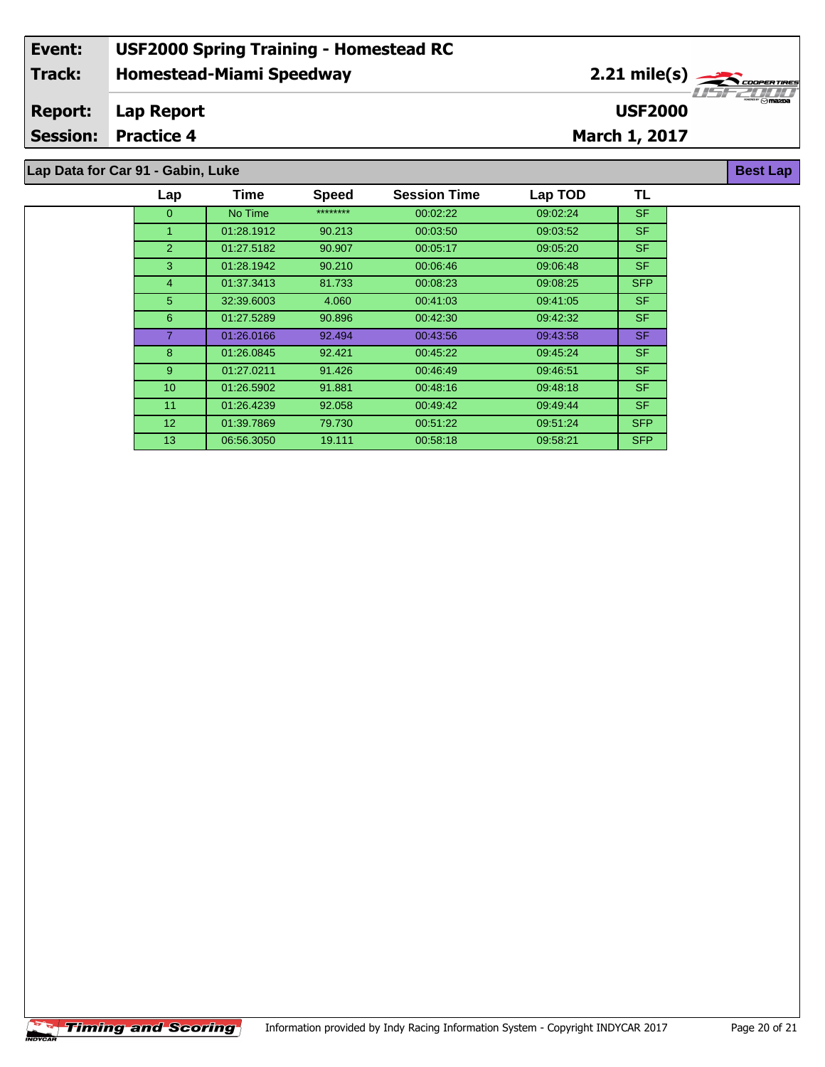| Event: | USF2000 Spring Training - Homestead RC | |
|---|---|---|
| Track: | Homestead-Miami Speedway | 2.21 mile(s) |
| Report: | Lap Report | USF2000 |
| Session: | Practice 4 | March 1, 2017 |

## Lap Data for Car 91 - Gabin, Luke

**Best Lap**

| Lap | Time | Speed | Session Time | Lap TOD | TL |
|---|---|---|---|---|---|
| 0 | No Time | ******** | 00:02:22 | 09:02:24 | SF |
| 1 | 01:28.1912 | 90.213 | 00:03:50 | 09:03:52 | SF |
| 2 | 01:27.5182 | 90.907 | 00:05:17 | 09:05:20 | SF |
| 3 | 01:28.1942 | 90.210 | 00:06:46 | 09:06:48 | SF |
| 4 | 01:37.3413 | 81.733 | 00:08:23 | 09:08:25 | SFP |
| 5 | 32:39.6003 | 4.060 | 00:41:03 | 09:41:05 | SF |
| 6 | 01:27.5289 | 90.896 | 00:42:30 | 09:42:32 | SF |
| 7 | 01:26.0166 | 92.494 | 00:43:56 | 09:43:58 | SF |
| 8 | 01:26.0845 | 92.421 | 00:45:22 | 09:45:24 | SF |
| 9 | 01:27.0211 | 91.426 | 00:46:49 | 09:46:51 | SF |
| 10 | 01:26.5902 | 91.881 | 00:48:16 | 09:48:18 | SF |
| 11 | 01:26.4239 | 92.058 | 00:49:42 | 09:49:44 | SF |
| 12 | 01:39.7869 | 79.730 | 00:51:22 | 09:51:24 | SFP |
| 13 | 06:56.3050 | 19.111 | 00:58:18 | 09:58:21 | SFP |

Information provided by Indy Racing Information System - Copyright INDYCAR 2017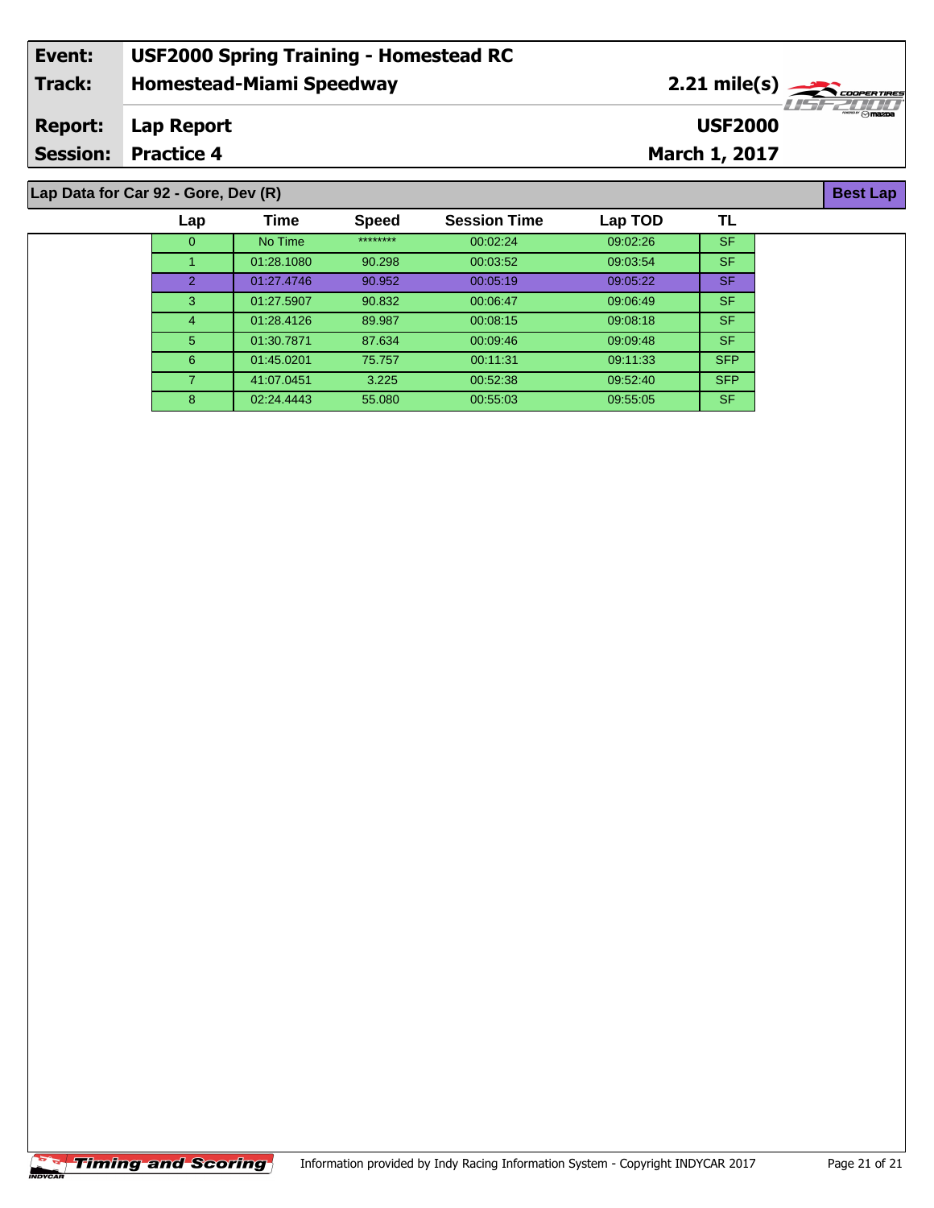| | |
|---|---|
| **Event:** | **USF2000 Spring Training - Homestead RC** |
| **Track:** | **Homestead-Miami Speedway** |
| **Report:** | **Lap Report** |
| **Session:** | **Practice 4** |

**2.21 mile(s)**

**USF2000**

**March 1, 2017**

## Lap Data for Car 92 - Gore, Dev (R)

**Best Lap**

| Lap | Time | Speed | Session Time | Lap TOD | TL |
|---|---|---|---|---|---|
| 0 | No Time | ******** | 00:02:24 | 09:02:26 | SF |
| 1 | 01:28.1080 | 90.298 | 00:03:52 | 09:03:54 | SF |
| 2 | 01:27.4746 | 90.952 | 00:05:19 | 09:05:22 | SF |
| 3 | 01:27.5907 | 90.832 | 00:06:47 | 09:06:49 | SF |
| 4 | 01:28.4126 | 89.987 | 00:08:15 | 09:08:18 | SF |
| 5 | 01:30.7871 | 87.634 | 00:09:46 | 09:09:48 | SF |
| 6 | 01:45.0201 | 75.757 | 00:11:31 | 09:11:33 | SFP |
| 7 | 41:07.0451 | 3.225 | 00:52:38 | 09:52:40 | SFP |
| 8 | 02:24.4443 | 55.080 | 00:55:03 | 09:55:05 | SF |

Timing and Scoring

Information provided by Indy Racing Information System - Copyright INDYCAR 2017